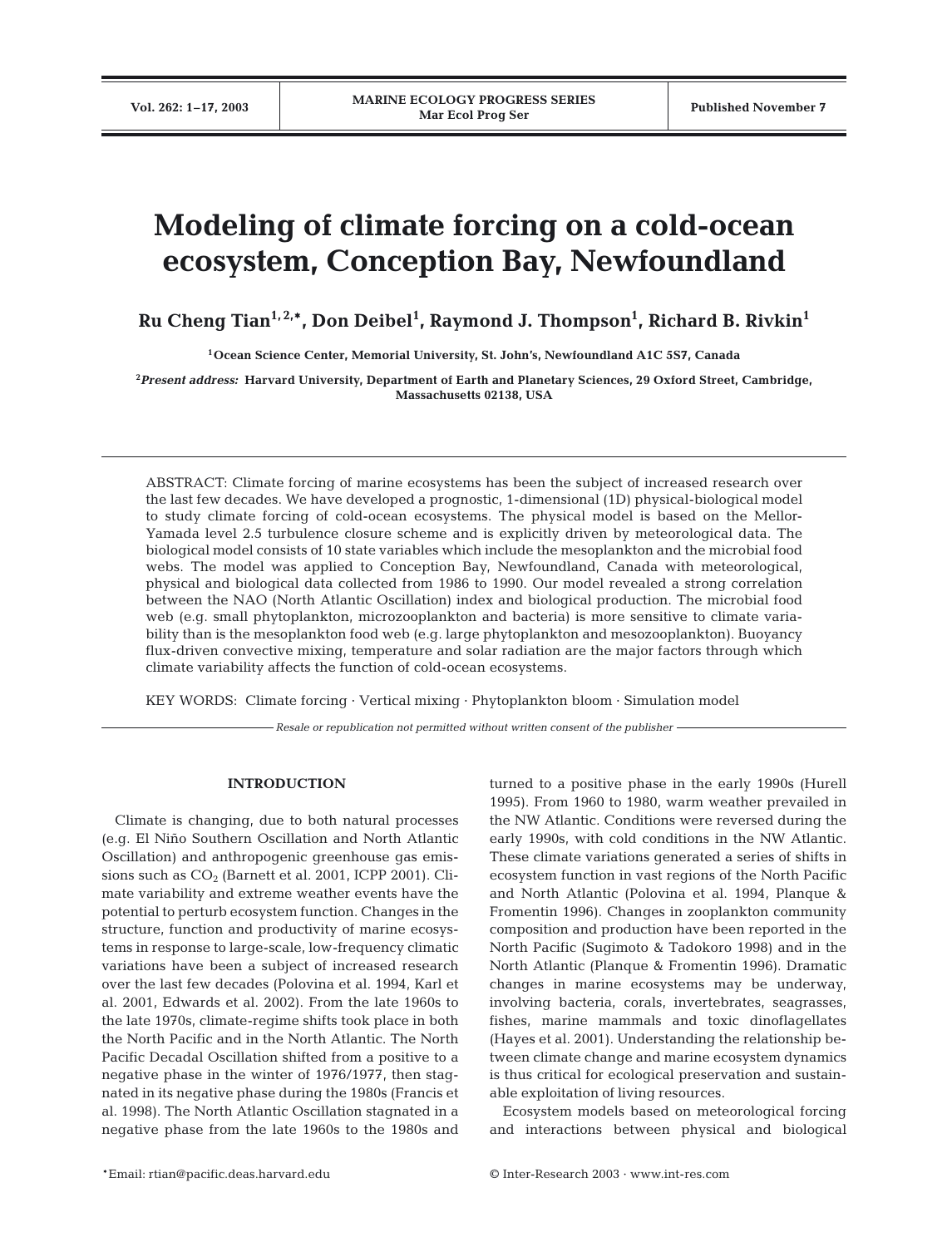# Modeling of climate forcing on a cold-ocean ecosystem, Conception Bay, Newfoundland

**Ru Cheng Tian[1,2,*], Don Deibel[1], Raymond J. Thompson[1], Richard B. Rivkin[1]**

[1]Ocean Science Center, Memorial University, St. John's, Newfoundland A1C 5S7, Canada

[2]*Present address:* Harvard University, Department of Earth and Planetary Sciences, 29 Oxford Street, Cambridge, Massachusetts 02138, USA

ABSTRACT: Climate forcing of marine ecosystems has been the subject of increased research over the last few decades. We have developed a prognostic, 1-dimensional (1D) physical-biological model to study climate forcing of cold-ocean ecosystems. The physical model is based on the Mellor-Yamada level 2.5 turbulence closure scheme and is explicitly driven by meteorological data. The biological model consists of 10 state variables which include the mesoplankton and the microbial food webs. The model was applied to Conception Bay, Newfoundland, Canada with meteorological, physical and biological data collected from 1986 to 1990. Our model revealed a strong correlation between the NAO (North Atlantic Oscillation) index and biological production. The microbial food web (e.g. small phytoplankton, microzooplankton and bacteria) is more sensitive to climate variability than is the mesoplankton food web (e.g. large phytoplankton and mesozooplankton). Buoyancy flux-driven convective mixing, temperature and solar radiation are the major factors through which climate variability affects the function of cold-ocean ecosystems.

KEY WORDS: Climate forcing · Vertical mixing · Phytoplankton bloom · Simulation model

*Resale or republication not permitted without written consent of the publisher*

## INTRODUCTION

Climate is changing, due to both natural processes (e.g. El Niño Southern Oscillation and North Atlantic Oscillation) and anthropogenic greenhouse gas emissions such as $CO_2$ (Barnett et al. 2001, ICPP 2001). Climate variability and extreme weather events have the potential to perturb ecosystem function. Changes in the structure, function and productivity of marine ecosystems in response to large-scale, low-frequency climatic variations have been a subject of increased research over the last few decades (Polovina et al. 1994, Karl et al. 2001, Edwards et al. 2002). From the late 1960s to the late 1970s, climate-regime shifts took place in both the North Pacific and in the North Atlantic. The North Pacific Decadal Oscillation shifted from a positive to a negative phase in the winter of 1976/1977, then stagnated in its negative phase during the 1980s (Francis et al. 1998). The North Atlantic Oscillation stagnated in a negative phase from the late 1960s to the 1980s and turned to a positive phase in the early 1990s (Hurell 1995). From 1960 to 1980, warm weather prevailed in the NW Atlantic. Conditions were reversed during the early 1990s, with cold conditions in the NW Atlantic. These climate variations generated a series of shifts in ecosystem function in vast regions of the North Pacific and North Atlantic (Polovina et al. 1994, Planque & Fromentin 1996). Changes in zooplankton community composition and production have been reported in the North Pacific (Sugimoto & Tadokoro 1998) and in the North Atlantic (Planque & Fromentin 1996). Dramatic changes in marine ecosystems may be underway, involving bacteria, corals, invertebrates, seagrasses, fishes, marine mammals and toxic dinoflagellates (Hayes et al. 2001). Understanding the relationship between climate change and marine ecosystem dynamics is thus critical for ecological preservation and sustainable exploitation of living resources.

Ecosystem models based on meteorological forcing and interactions between physical and biological

*Email: rtian@pacific.deas.harvard.edu

© Inter-Research 2003 · www.int-res.com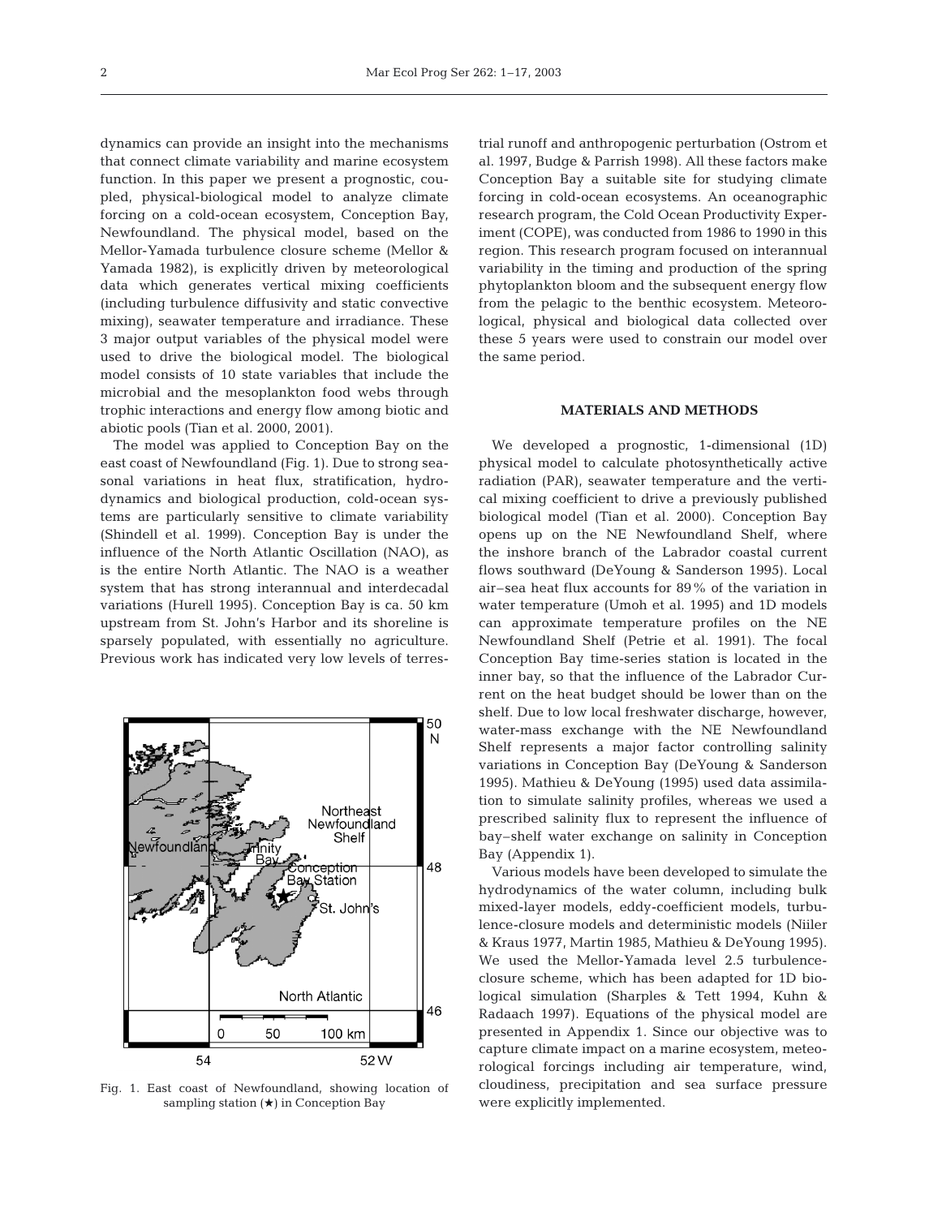dynamics can provide an insight into the mechanisms that connect climate variability and marine ecosystem function. In this paper we present a prognostic, coupled, physical-biological model to analyze climate forcing on a cold-ocean ecosystem, Conception Bay, Newfoundland. The physical model, based on the Mellor-Yamada turbulence closure scheme (Mellor & Yamada 1982), is explicitly driven by meteorological data which generates vertical mixing coefficients (including turbulence diffusivity and static convective mixing), seawater temperature and irradiance. These 3 major output variables of the physical model were used to drive the biological model. The biological model consists of 10 state variables that include the microbial and the mesoplankton food webs through trophic interactions and energy flow among biotic and abiotic pools (Tian et al. 2000, 2001).

The model was applied to Conception Bay on the east coast of Newfoundland (Fig. 1). Due to strong seasonal variations in heat flux, stratification, hydrodynamics and biological production, cold-ocean systems are particularly sensitive to climate variability (Shindell et al. 1999). Conception Bay is under the influence of the North Atlantic Oscillation (NAO), as is the entire North Atlantic. The NAO is a weather system that has strong interannual and interdecadal variations (Hurell 1995). Conception Bay is ca. 50 km upstream from St. John's Harbor and its shoreline is sparsely populated, with essentially no agriculture. Previous work has indicated very low levels of terrestrial runoff and anthropogenic perturbation (Ostrom et al. 1997, Budge & Parrish 1998). All these factors make Conception Bay a suitable site for studying climate forcing in cold-ocean ecosystems. An oceanographic research program, the Cold Ocean Productivity Experiment (COPE), was conducted from 1986 to 1990 in this region. This research program focused on interannual variability in the timing and production of the spring phytoplankton bloom and the subsequent energy flow from the pelagic to the benthic ecosystem. Meteorological, physical and biological data collected over these 5 years were used to constrain our model over the same period.

Fig. 1. East coast of Newfoundland, showing location of sampling station (★) in Conception Bay

## MATERIALS AND METHODS

We developed a prognostic, 1-dimensional (1D) physical model to calculate photosynthetically active radiation (PAR), seawater temperature and the vertical mixing coefficient to drive a previously published biological model (Tian et al. 2000). Conception Bay opens up on the NE Newfoundland Shelf, where the inshore branch of the Labrador coastal current flows southward (DeYoung & Sanderson 1995). Local air–sea heat flux accounts for 89% of the variation in water temperature (Umoh et al. 1995) and 1D models can approximate temperature profiles on the NE Newfoundland Shelf (Petrie et al. 1991). The focal Conception Bay time-series station is located in the inner bay, so that the influence of the Labrador Current on the heat budget should be lower than on the shelf. Due to low local freshwater discharge, however, water-mass exchange with the NE Newfoundland Shelf represents a major factor controlling salinity variations in Conception Bay (DeYoung & Sanderson 1995). Mathieu & DeYoung (1995) used data assimilation to simulate salinity profiles, whereas we used a prescribed salinity flux to represent the influence of bay–shelf water exchange on salinity in Conception Bay (Appendix 1).

Various models have been developed to simulate the hydrodynamics of the water column, including bulk mixed-layer models, eddy-coefficient models, turbulence-closure models and deterministic models (Niiler & Kraus 1977, Martin 1985, Mathieu & DeYoung 1995). We used the Mellor-Yamada level 2.5 turbulence-closure scheme, which has been adapted for 1D biological simulation (Sharples & Tett 1994, Kuhn & Radaach 1997). Equations of the physical model are presented in Appendix 1. Since our objective was to capture climate impact on a marine ecosystem, meteorological forcings including air temperature, wind, cloudiness, precipitation and sea surface pressure were explicitly implemented.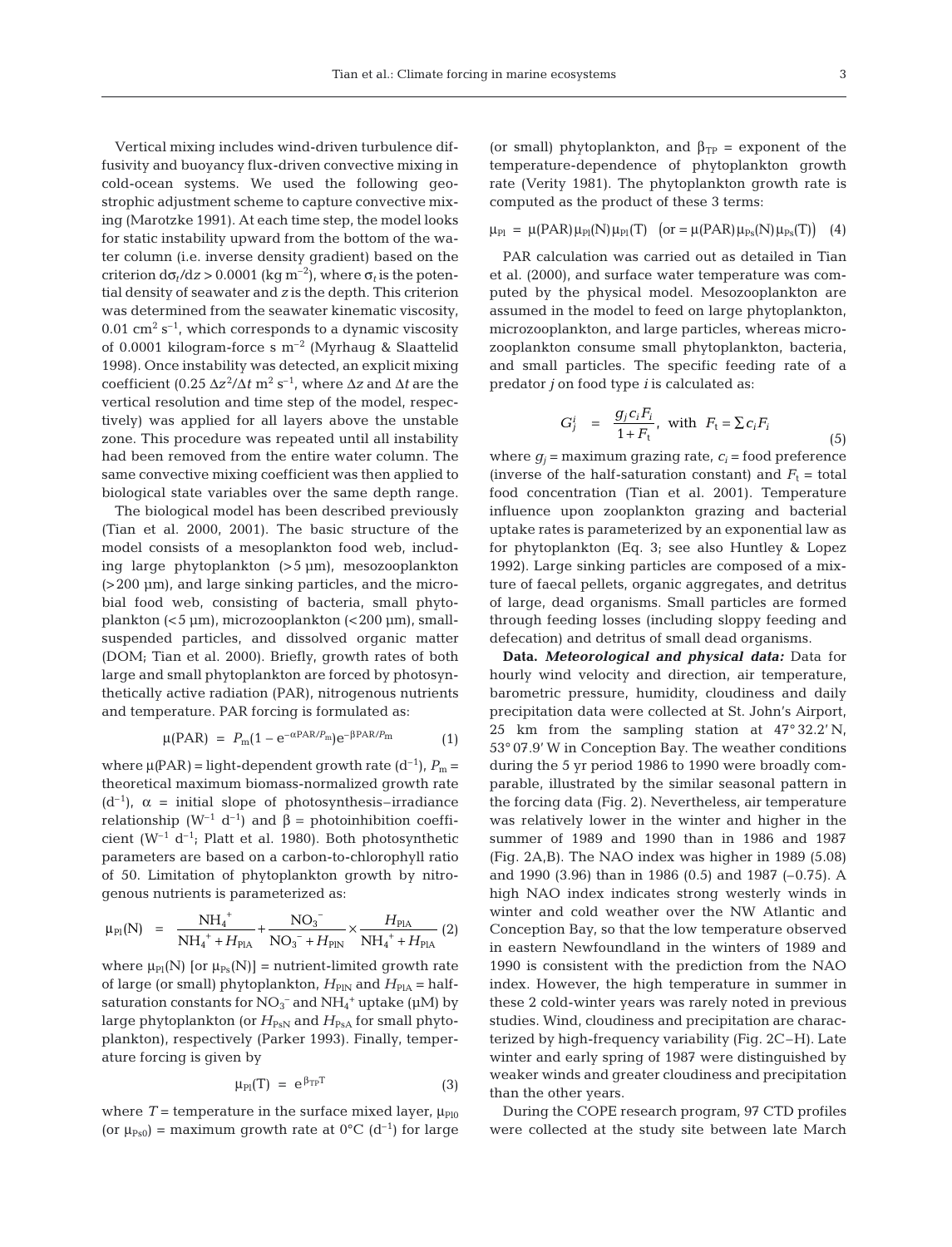Vertical mixing includes wind-driven turbulence diffusivity and buoyancy flux-driven convective mixing in cold-ocean systems. We used the following geostrophic adjustment scheme to capture convective mixing (Marotzke 1991). At each time step, the model looks for static instability upward from the bottom of the water column (i.e. inverse density gradient) based on the criterion $d\sigma_t/dz > 0.0001$ (kg m$^{-2}$), where $\sigma_t$ is the potential density of seawater and $z$ is the depth. This criterion was determined from the seawater kinematic viscosity, 0.01 cm$^2$ s$^{-1}$, which corresponds to a dynamic viscosity of 0.0001 kilogram-force s m$^{-2}$ (Myrhaug & Slaattelid 1998). Once instability was detected, an explicit mixing coefficient ($0.25\ \Delta z^2/\Delta t$ m$^2$ s$^{-1}$, where $\Delta z$ and $\Delta t$ are the vertical resolution and time step of the model, respectively) was applied for all layers above the unstable zone. This procedure was repeated until all instability had been removed from the entire water column. The same convective mixing coefficient was then applied to biological state variables over the same depth range.

The biological model has been described previously (Tian et al. 2000, 2001). The basic structure of the model consists of a mesoplankton food web, including large phytoplankton (>5 µm), mesozooplankton (>200 µm), and large sinking particles, and the microbial food web, consisting of bacteria, small phytoplankton (<5 µm), microzooplankton (<200 µm), small-suspended particles, and dissolved organic matter (DOM; Tian et al. 2000). Briefly, growth rates of both large and small phytoplankton are forced by photosynthetically active radiation (PAR), nitrogenous nutrients and temperature. PAR forcing is formulated as:

$$\mu(\text{PAR}) = P_m(1 - e^{-\alpha \text{PAR}/P_m})e^{-\beta \text{PAR}/P_m} \quad (1)$$

where $\mu$(PAR) = light-dependent growth rate (d$^{-1}$), $P_m$ = theoretical maximum biomass-normalized growth rate (d$^{-1}$), $\alpha$ = initial slope of photosynthesis–irradiance relationship (W$^{-1}$ d$^{-1}$) and $\beta$ = photoinhibition coefficient (W$^{-1}$ d$^{-1}$; Platt et al. 1980). Both photosynthetic parameters are based on a carbon-to-chlorophyll ratio of 50. Limitation of phytoplankton growth by nitrogenous nutrients is parameterized as:

$$\mu_{Pl}(N) = \frac{NH_4^+}{NH_4^+ + H_{PlA}} + \frac{NO_3^-}{NO_3^- + H_{PlN}} \times \frac{H_{PlA}}{NH_4^+ + H_{PlA}} \quad (2)$$

where $\mu_{Pl}(N)$ [or $\mu_{Ps}(N)$] = nutrient-limited growth rate of large (or small) phytoplankton, $H_{PlN}$ and $H_{PlA}$ = half-saturation constants for $NO_3^-$ and $NH_4^+$ uptake (µM) by large phytoplankton (or $H_{PsN}$ and $H_{PsA}$ for small phytoplankton), respectively (Parker 1993). Finally, temperature forcing is given by

$$\mu_{Pl}(T) = e^{\beta_{TP}T} \quad (3)$$

where $T$ = temperature in the surface mixed layer, $\mu_{Pl0}$ (or $\mu_{Ps0}$) = maximum growth rate at 0°C (d$^{-1}$) for large (or small) phytoplankton, and $\beta_{TP}$ = exponent of the temperature-dependence of phytoplankton growth rate (Verity 1981). The phytoplankton growth rate is computed as the product of these 3 terms:

$$\mu_{Pl} = \mu(\text{PAR})\mu_{Pl}(N)\mu_{Pl}(T) \quad \left(\text{or} = \mu(\text{PAR})\mu_{Ps}(N)\mu_{Ps}(T)\right) \quad (4)$$

PAR calculation was carried out as detailed in Tian et al. (2000), and surface water temperature was computed by the physical model. Mesozooplankton are assumed in the model to feed on large phytoplankton, microzooplankton, and large particles, whereas microzooplankton consume small phytoplankton, bacteria, and small particles. The specific feeding rate of a predator $j$ on food type $i$ is calculated as:

$$G_j^i = \frac{g_j c_i F_i}{1 + F_t}, \text{ with } F_t = \sum c_i F_i \quad (5)$$

where $g_j$ = maximum grazing rate, $c_i$ = food preference (inverse of the half-saturation constant) and $F_t$ = total food concentration (Tian et al. 2001). Temperature influence upon zooplankton grazing and bacterial uptake rates is parameterized by an exponential law as for phytoplankton (Eq. 3; see also Huntley & Lopez 1992). Large sinking particles are composed of a mixture of faecal pellets, organic aggregates, and detritus of large, dead organisms. Small particles are formed through feeding losses (including sloppy feeding and defecation) and detritus of small dead organisms.

**Data.** ***Meteorological and physical data:*** Data for hourly wind velocity and direction, air temperature, barometric pressure, humidity, cloudiness and daily precipitation data were collected at St. John's Airport, 25 km from the sampling station at 47° 32.2' N, 53° 07.9' W in Conception Bay. The weather conditions during the 5 yr period 1986 to 1990 were broadly comparable, illustrated by the similar seasonal pattern in the forcing data (Fig. 2). Nevertheless, air temperature was relatively lower in the winter and higher in the summer of 1989 and 1990 than in 1986 and 1987 (Fig. 2A,B). The NAO index was higher in 1989 (5.08) and 1990 (3.96) than in 1986 (0.5) and 1987 (–0.75). A high NAO index indicates strong westerly winds in winter and cold weather over the NW Atlantic and Conception Bay, so that the low temperature observed in eastern Newfoundland in the winters of 1989 and 1990 is consistent with the prediction from the NAO index. However, the high temperature in summer in these 2 cold-winter years was rarely noted in previous studies. Wind, cloudiness and precipitation are characterized by high-frequency variability (Fig. 2C–H). Late winter and early spring of 1987 were distinguished by weaker winds and greater cloudiness and precipitation than the other years.

During the COPE research program, 97 CTD profiles were collected at the study site between late March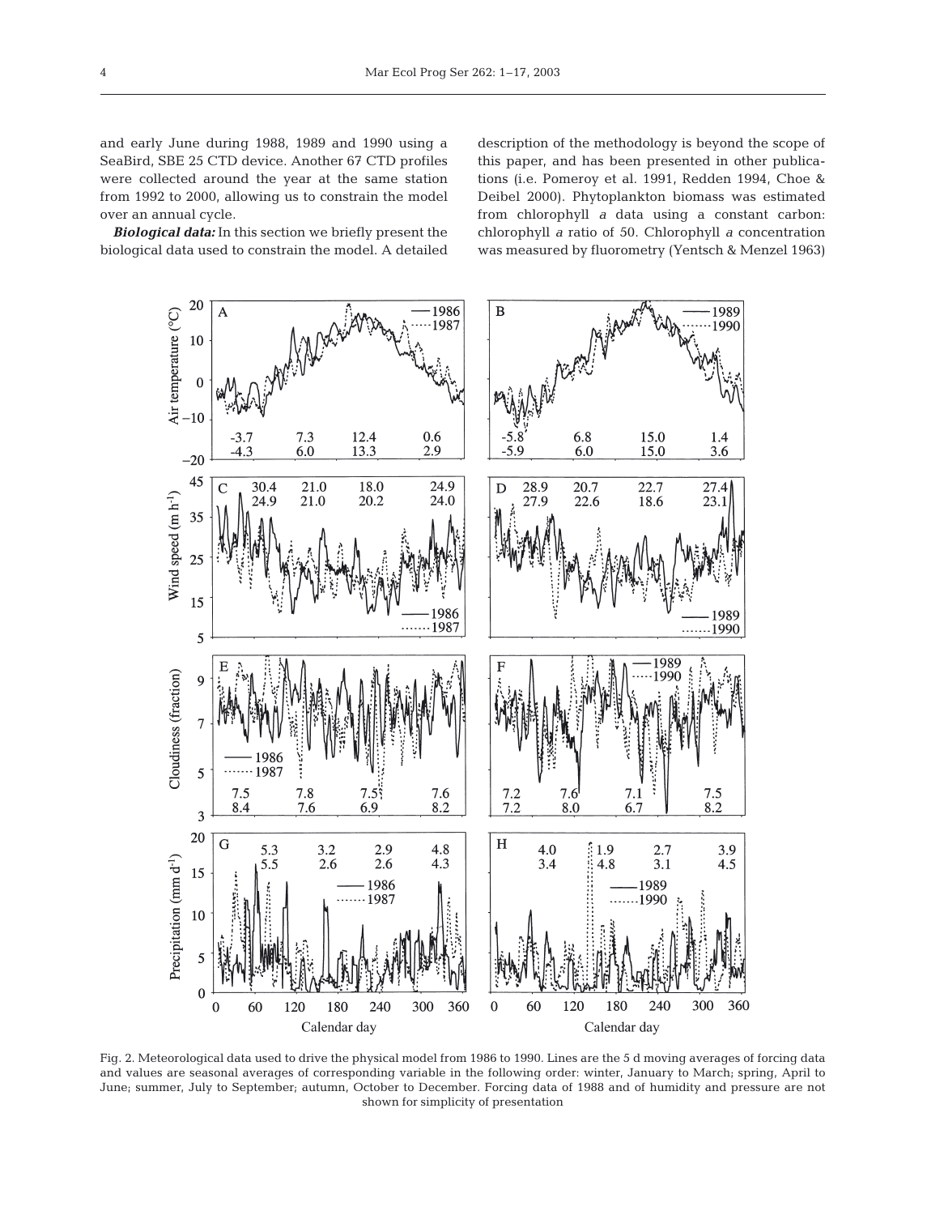and early June during 1988, 1989 and 1990 using a SeaBird, SBE 25 CTD device. Another 67 CTD profiles were collected around the year at the same station from 1992 to 2000, allowing us to constrain the model over an annual cycle.

***Biological data:*** In this section we briefly present the biological data used to constrain the model. A detailed description of the methodology is beyond the scope of this paper, and has been presented in other publications (i.e. Pomeroy et al. 1991, Redden 1994, Choe & Deibel 2000). Phytoplankton biomass was estimated from chlorophyll *a* data using a constant carbon: chlorophyll *a* ratio of 50. Chlorophyll *a* concentration was measured by fluorometry (Yentsch & Menzel 1963)

Fig. 2. Meteorological data used to drive the physical model from 1986 to 1990. Lines are the 5 d moving averages of forcing data and values are seasonal averages of corresponding variable in the following order: winter, January to March; spring, April to June; summer, July to September; autumn, October to December. Forcing data of 1988 and of humidity and pressure are not shown for simplicity of presentation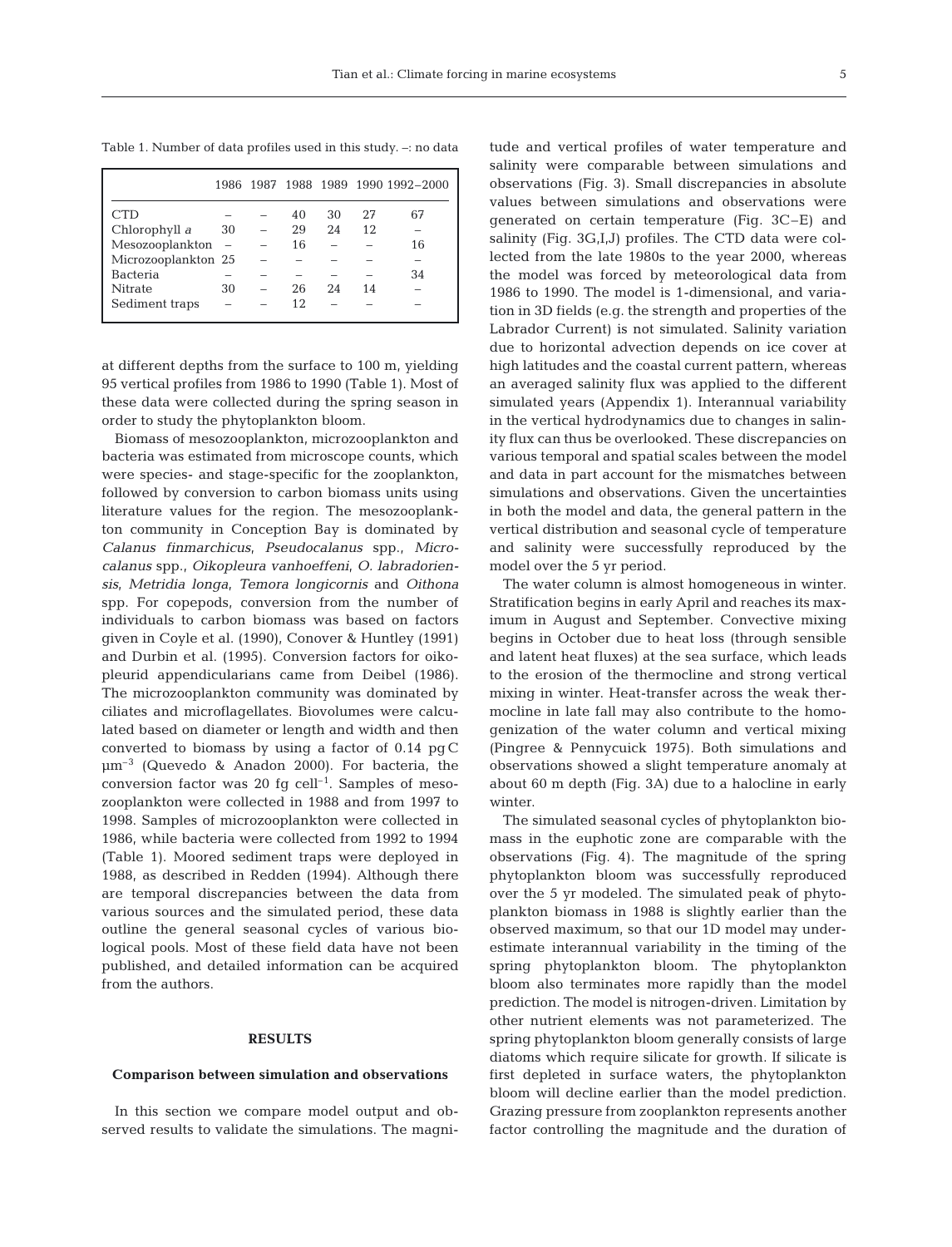Table 1. Number of data profiles used in this study. –: no data

| | 1986 | 1987 | 1988 | 1989 | 1990 | 1992–2000 |
|---|---|---|---|---|---|---|
| CTD | – | – | 40 | 30 | 27 | 67 |
| Chlorophyll *a* | 30 | – | 29 | 24 | 12 | – |
| Mesozooplankton | – | – | 16 | – | – | 16 |
| Microzooplankton | 25 | – | – | – | – | – |
| Bacteria | – | – | – | – | – | 34 |
| Nitrate | 30 | – | 26 | 24 | 14 | – |
| Sediment traps | – | – | 12 | – | – | – |

at different depths from the surface to 100 m, yielding 95 vertical profiles from 1986 to 1990 (Table 1). Most of these data were collected during the spring season in order to study the phytoplankton bloom.

Biomass of mesozooplankton, microzooplankton and bacteria was estimated from microscope counts, which were species- and stage-specific for the zooplankton, followed by conversion to carbon biomass units using literature values for the region. The mesozooplankton community in Conception Bay is dominated by *Calanus finmarchicus*, *Pseudocalanus* spp., *Microcalanus* spp., *Oikopleura vanhoeffeni*, *O. labradoriensis*, *Metridia longa*, *Temora longicornis* and *Oithona* spp. For copepods, conversion from the number of individuals to carbon biomass was based on factors given in Coyle et al. (1990), Conover & Huntley (1991) and Durbin et al. (1995). Conversion factors for oikopleurid appendicularians came from Deibel (1986). The microzooplankton community was dominated by ciliates and microflagellates. Biovolumes were calculated based on diameter or length and width and then converted to biomass by using a factor of 0.14 pg C $\mu m^{-3}$ (Quevedo & Anadon 2000). For bacteria, the conversion factor was 20 fg $cell^{-1}$. Samples of mesozooplankton were collected in 1988 and from 1997 to 1998. Samples of microzooplankton were collected in 1986, while bacteria were collected from 1992 to 1994 (Table 1). Moored sediment traps were deployed in 1988, as described in Redden (1994). Although there are temporal discrepancies between the data from various sources and the simulated period, these data outline the general seasonal cycles of various biological pools. Most of these field data have not been published, and detailed information can be acquired from the authors.

## RESULTS

### Comparison between simulation and observations

In this section we compare model output and observed results to validate the simulations. The magnitude and vertical profiles of water temperature and salinity were comparable between simulations and observations (Fig. 3). Small discrepancies in absolute values between simulations and observations were generated on certain temperature (Fig. 3C–E) and salinity (Fig. 3G,I,J) profiles. The CTD data were collected from the late 1980s to the year 2000, whereas the model was forced by meteorological data from 1986 to 1990. The model is 1-dimensional, and variation in 3D fields (e.g. the strength and properties of the Labrador Current) is not simulated. Salinity variation due to horizontal advection depends on ice cover at high latitudes and the coastal current pattern, whereas an averaged salinity flux was applied to the different simulated years (Appendix 1). Interannual variability in the vertical hydrodynamics due to changes in salinity flux can thus be overlooked. These discrepancies on various temporal and spatial scales between the model and data in part account for the mismatches between simulations and observations. Given the uncertainties in both the model and data, the general pattern in the vertical distribution and seasonal cycle of temperature and salinity were successfully reproduced by the model over the 5 yr period.

The water column is almost homogeneous in winter. Stratification begins in early April and reaches its maximum in August and September. Convective mixing begins in October due to heat loss (through sensible and latent heat fluxes) at the sea surface, which leads to the erosion of the thermocline and strong vertical mixing in winter. Heat-transfer across the weak thermocline in late fall may also contribute to the homogenization of the water column and vertical mixing (Pingree & Pennycuick 1975). Both simulations and observations showed a slight temperature anomaly at about 60 m depth (Fig. 3A) due to a halocline in early winter.

The simulated seasonal cycles of phytoplankton biomass in the euphotic zone are comparable with the observations (Fig. 4). The magnitude of the spring phytoplankton bloom was successfully reproduced over the 5 yr modeled. The simulated peak of phytoplankton biomass in 1988 is slightly earlier than the observed maximum, so that our 1D model may underestimate interannual variability in the timing of the spring phytoplankton bloom. The phytoplankton bloom also terminates more rapidly than the model prediction. The model is nitrogen-driven. Limitation by other nutrient elements was not parameterized. The spring phytoplankton bloom generally consists of large diatoms which require silicate for growth. If silicate is first depleted in surface waters, the phytoplankton bloom will decline earlier than the model prediction. Grazing pressure from zooplankton represents another factor controlling the magnitude and the duration of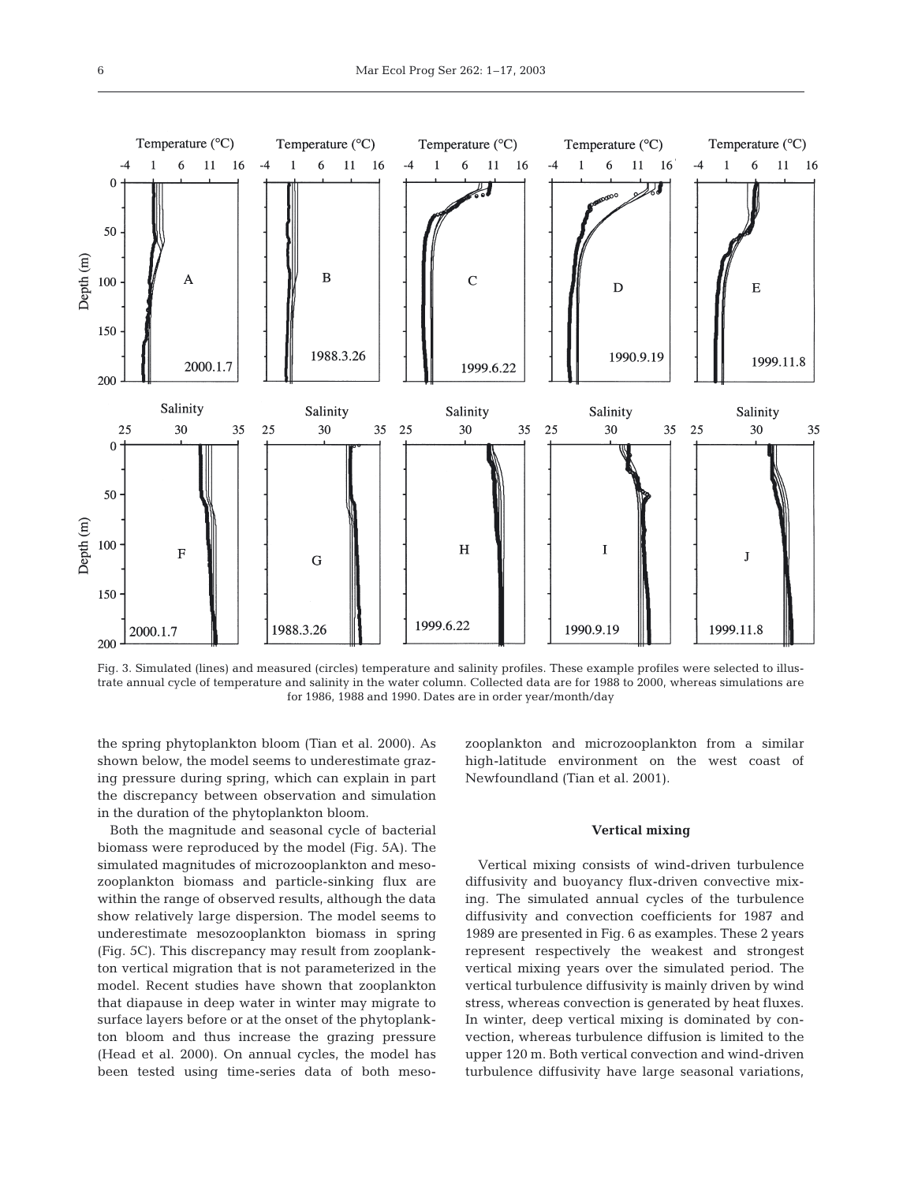Fig. 3. Simulated (lines) and measured (circles) temperature and salinity profiles. These example profiles were selected to illustrate annual cycle of temperature and salinity in the water column. Collected data are for 1988 to 2000, whereas simulations are for 1986, 1988 and 1990. Dates are in order year/month/day

the spring phytoplankton bloom (Tian et al. 2000). As shown below, the model seems to underestimate grazing pressure during spring, which can explain in part the discrepancy between observation and simulation in the duration of the phytoplankton bloom.

Both the magnitude and seasonal cycle of bacterial biomass were reproduced by the model (Fig. 5A). The simulated magnitudes of microzooplankton and mesozooplankton biomass and particle-sinking flux are within the range of observed results, although the data show relatively large dispersion. The model seems to underestimate mesozooplankton biomass in spring (Fig. 5C). This discrepancy may result from zooplankton vertical migration that is not parameterized in the model. Recent studies have shown that zooplankton that diapause in deep water in winter may migrate to surface layers before or at the onset of the phytoplankton bloom and thus increase the grazing pressure (Head et al. 2000). On annual cycles, the model has been tested using time-series data of both mesozooplankton and microzooplankton from a similar high-latitude environment on the west coast of Newfoundland (Tian et al. 2001).

### Vertical mixing

Vertical mixing consists of wind-driven turbulence diffusivity and buoyancy flux-driven convective mixing. The simulated annual cycles of the turbulence diffusivity and convection coefficients for 1987 and 1989 are presented in Fig. 6 as examples. These 2 years represent respectively the weakest and strongest vertical mixing years over the simulated period. The vertical turbulence diffusivity is mainly driven by wind stress, whereas convection is generated by heat fluxes. In winter, deep vertical mixing is dominated by convection, whereas turbulence diffusion is limited to the upper 120 m. Both vertical convection and wind-driven turbulence diffusivity have large seasonal variations,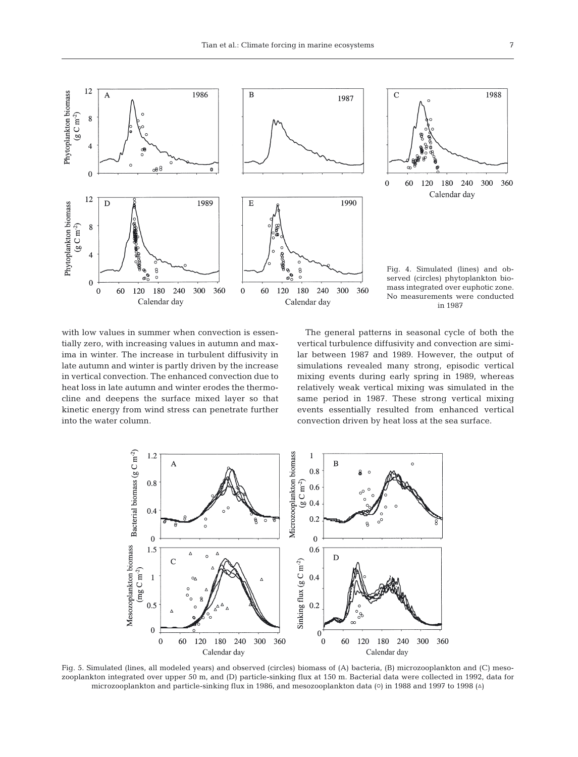Fig. 4. Simulated (lines) and observed (circles) phytoplankton biomass integrated over euphotic zone. No measurements were conducted in 1987

with low values in summer when convection is essentially zero, with increasing values in autumn and maxima in winter. The increase in turbulent diffusivity in late autumn and winter is partly driven by the increase in vertical convection. The enhanced convection due to heat loss in late autumn and winter erodes the thermocline and deepens the surface mixed layer so that kinetic energy from wind stress can penetrate further into the water column.

The general patterns in seasonal cycle of both the vertical turbulence diffusivity and convection are similar between 1987 and 1989. However, the output of simulations revealed many strong, episodic vertical mixing events during early spring in 1989, whereas relatively weak vertical mixing was simulated in the same period in 1987. These strong vertical mixing events essentially resulted from enhanced vertical convection driven by heat loss at the sea surface.

Fig. 5. Simulated (lines, all modeled years) and observed (circles) biomass of (A) bacteria, (B) microzooplankton and (C) mesozooplankton integrated over upper 50 m, and (D) particle-sinking flux at 150 m. Bacterial data were collected in 1992, data for microzooplankton and particle-sinking flux in 1986, and mesozooplankton data (○) in 1988 and 1997 to 1998 (△)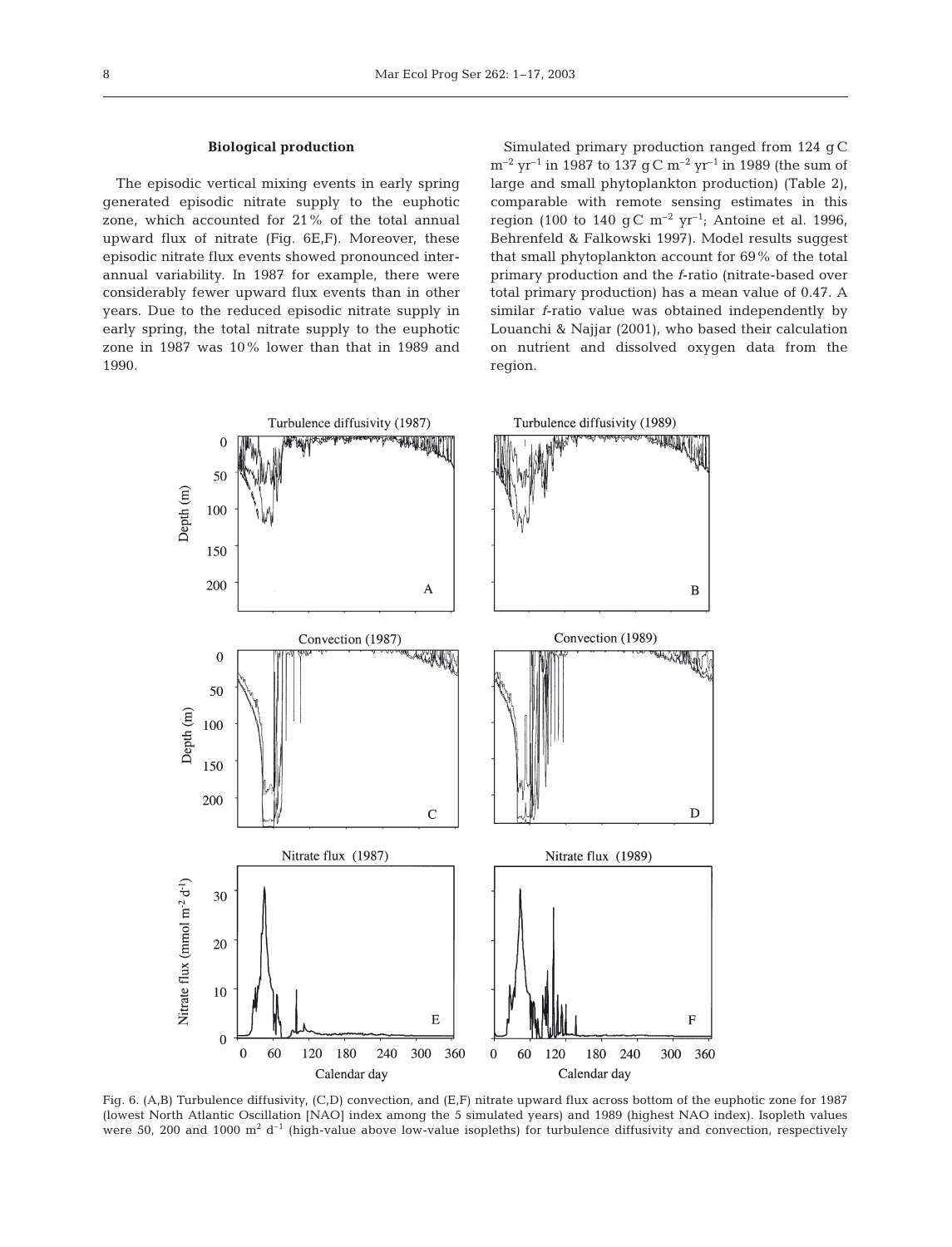### Biological production

The episodic vertical mixing events in early spring generated episodic nitrate supply to the euphotic zone, which accounted for 21% of the total annual upward flux of nitrate (Fig. 6E,F). Moreover, these episodic nitrate flux events showed pronounced interannual variability. In 1987 for example, there were considerably fewer upward flux events than in other years. Due to the reduced episodic nitrate supply in early spring, the total nitrate supply to the euphotic zone in 1987 was 10% lower than that in 1989 and 1990.

Simulated primary production ranged from 124 g C $m^{-2}$ $yr^{-1}$ in 1987 to 137 g C $m^{-2}$ $yr^{-1}$ in 1989 (the sum of large and small phytoplankton production) (Table 2), comparable with remote sensing estimates in this region (100 to 140 g C $m^{-2}$ $yr^{-1}$; Antoine et al. 1996, Behrenfeld & Falkowski 1997). Model results suggest that small phytoplankton account for 69% of the total primary production and the *f*-ratio (nitrate-based over total primary production) has a mean value of 0.47. A similar *f*-ratio value was obtained independently by Louanchi & Najjar (2001), who based their calculation on nutrient and dissolved oxygen data from the region.

Fig. 6. (A,B) Turbulence diffusivity, (C,D) convection, and (E,F) nitrate upward flux across bottom of the euphotic zone for 1987 (lowest North Atlantic Oscillation [NAO] index among the 5 simulated years) and 1989 (highest NAO index). Isopleth values were 50, 200 and 1000 $m^2$ $d^{-1}$ (high-value above low-value isopleths) for turbulence diffusivity and convection, respectively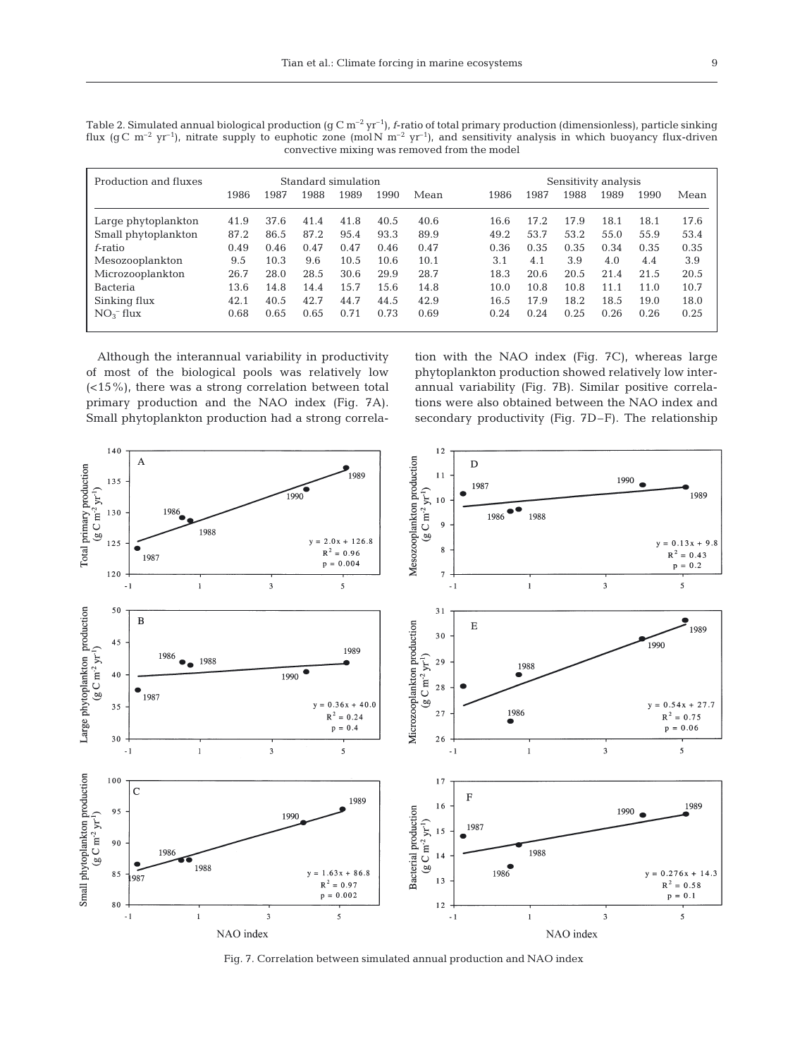Table 2. Simulated annual biological production (g C $m^{-2}$ $yr^{-1}$), *f*-ratio of total primary production (dimensionless), particle sinking flux (g C $m^{-2}$ $yr^{-1}$), nitrate supply to euphotic zone (mol N $m^{-2}$ $yr^{-1}$), and sensitivity analysis in which buoyancy flux-driven convective mixing was removed from the model

| Production and fluxes | Standard simulation | | | | | | Sensitivity analysis | | | | | |
|---|---|---|---|---|---|---|---|---|---|---|---|---|
| | 1986 | 1987 | 1988 | 1989 | 1990 | Mean | 1986 | 1987 | 1988 | 1989 | 1990 | Mean |
| Large phytoplankton | 41.9 | 37.6 | 41.4 | 41.8 | 40.5 | 40.6 | 16.6 | 17.2 | 17.9 | 18.1 | 18.1 | 17.6 |
| Small phytoplankton | 87.2 | 86.5 | 87.2 | 95.4 | 93.3 | 89.9 | 49.2 | 53.7 | 53.2 | 55.0 | 55.9 | 53.4 |
| *f*-ratio | 0.49 | 0.46 | 0.47 | 0.47 | 0.46 | 0.47 | 0.36 | 0.35 | 0.35 | 0.34 | 0.35 | 0.35 |
| Mesozooplankton | 9.5 | 10.3 | 9.6 | 10.5 | 10.6 | 10.1 | 3.1 | 4.1 | 3.9 | 4.0 | 4.4 | 3.9 |
| Microzooplankton | 26.7 | 28.0 | 28.5 | 30.6 | 29.9 | 28.7 | 18.3 | 20.6 | 20.5 | 21.4 | 21.5 | 20.5 |
| Bacteria | 13.6 | 14.8 | 14.4 | 15.7 | 15.6 | 14.8 | 10.0 | 10.8 | 10.8 | 11.1 | 11.0 | 10.7 |
| Sinking flux | 42.1 | 40.5 | 42.7 | 44.7 | 44.5 | 42.9 | 16.5 | 17.9 | 18.2 | 18.5 | 19.0 | 18.0 |
| $NO_3^-$ flux | 0.68 | 0.65 | 0.65 | 0.71 | 0.73 | 0.69 | 0.24 | 0.24 | 0.25 | 0.26 | 0.26 | 0.25 |

Although the interannual variability in productivity of most of the biological pools was relatively low (<15%), there was a strong correlation between total primary production and the NAO index (Fig. 7A). Small phytoplankton production had a strong correlation with the NAO index (Fig. 7C), whereas large phytoplankton production showed relatively low interannual variability (Fig. 7B). Similar positive correlations were also obtained between the NAO index and secondary productivity (Fig. 7D–F). The relationship

Fig. 7. Correlation between simulated annual production and NAO index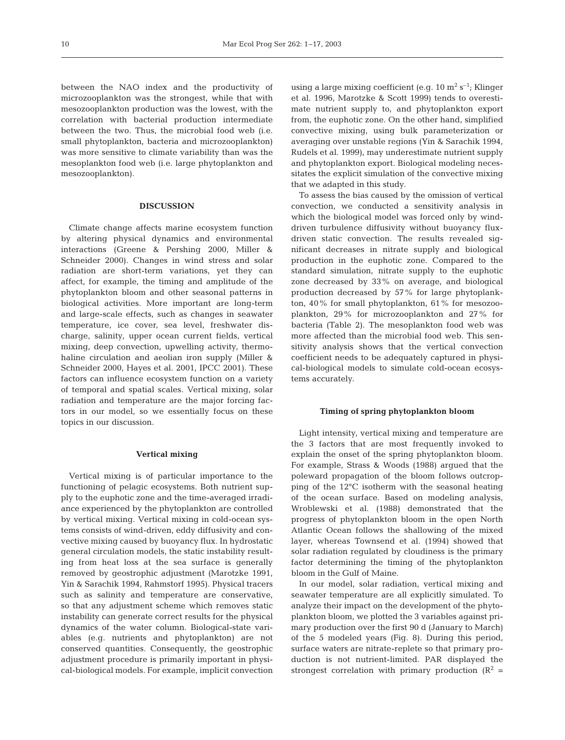between the NAO index and the productivity of microzooplankton was the strongest, while that with mesozooplankton production was the lowest, with the correlation with bacterial production intermediate between the two. Thus, the microbial food web (i.e. small phytoplankton, bacteria and microzooplankton) was more sensitive to climate variability than was the mesoplankton food web (i.e. large phytoplankton and mesozooplankton).

## DISCUSSION

Climate change affects marine ecosystem function by altering physical dynamics and environmental interactions (Greene & Pershing 2000, Miller & Schneider 2000). Changes in wind stress and solar radiation are short-term variations, yet they can affect, for example, the timing and amplitude of the phytoplankton bloom and other seasonal patterns in biological activities. More important are long-term and large-scale effects, such as changes in seawater temperature, ice cover, sea level, freshwater discharge, salinity, upper ocean current fields, vertical mixing, deep convection, upwelling activity, thermohaline circulation and aeolian iron supply (Miller & Schneider 2000, Hayes et al. 2001, IPCC 2001). These factors can influence ecosystem function on a variety of temporal and spatial scales. Vertical mixing, solar radiation and temperature are the major forcing factors in our model, so we essentially focus on these topics in our discussion.

### Vertical mixing

Vertical mixing is of particular importance to the functioning of pelagic ecosystems. Both nutrient supply to the euphotic zone and the time-averaged irradiance experienced by the phytoplankton are controlled by vertical mixing. Vertical mixing in cold-ocean systems consists of wind-driven, eddy diffusivity and convective mixing caused by buoyancy flux. In hydrostatic general circulation models, the static instability resulting from heat loss at the sea surface is generally removed by geostrophic adjustment (Marotzke 1991, Yin & Sarachik 1994, Rahmstorf 1995). Physical tracers such as salinity and temperature are conservative, so that any adjustment scheme which removes static instability can generate correct results for the physical dynamics of the water column. Biological-state variables (e.g. nutrients and phytoplankton) are not conserved quantities. Consequently, the geostrophic adjustment procedure is primarily important in physical-biological models. For example, implicit convection using a large mixing coefficient (e.g. 10 $m^2 s^{-1}$; Klinger et al. 1996, Marotzke & Scott 1999) tends to overestimate nutrient supply to, and phytoplankton export from, the euphotic zone. On the other hand, simplified convective mixing, using bulk parameterization or averaging over unstable regions (Yin & Sarachik 1994, Rudels et al. 1999), may underestimate nutrient supply and phytoplankton export. Biological modeling necessitates the explicit simulation of the convective mixing that we adapted in this study.

To assess the bias caused by the omission of vertical convection, we conducted a sensitivity analysis in which the biological model was forced only by wind-driven turbulence diffusivity without buoyancy flux-driven static convection. The results revealed significant decreases in nitrate supply and biological production in the euphotic zone. Compared to the standard simulation, nitrate supply to the euphotic zone decreased by 33% on average, and biological production decreased by 57% for large phytoplankton, 40% for small phytoplankton, 61% for mesozooplankton, 29% for microzooplankton and 27% for bacteria (Table 2). The mesoplankton food web was more affected than the microbial food web. This sensitivity analysis shows that the vertical convection coefficient needs to be adequately captured in physical-biological models to simulate cold-ocean ecosystems accurately.

### Timing of spring phytoplankton bloom

Light intensity, vertical mixing and temperature are the 3 factors that are most frequently invoked to explain the onset of the spring phytoplankton bloom. For example, Strass & Woods (1988) argued that the poleward propagation of the bloom follows outcropping of the 12°C isotherm with the seasonal heating of the ocean surface. Based on modeling analysis, Wroblewski et al. (1988) demonstrated that the progress of phytoplankton bloom in the open North Atlantic Ocean follows the shallowing of the mixed layer, whereas Townsend et al. (1994) showed that solar radiation regulated by cloudiness is the primary factor determining the timing of the phytoplankton bloom in the Gulf of Maine.

In our model, solar radiation, vertical mixing and seawater temperature are all explicitly simulated. To analyze their impact on the development of the phytoplankton bloom, we plotted the 3 variables against primary production over the first 90 d (January to March) of the 5 modeled years (Fig. 8). During this period, surface waters are nitrate-replete so that primary production is not nutrient-limited. PAR displayed the strongest correlation with primary production ($R^2$ =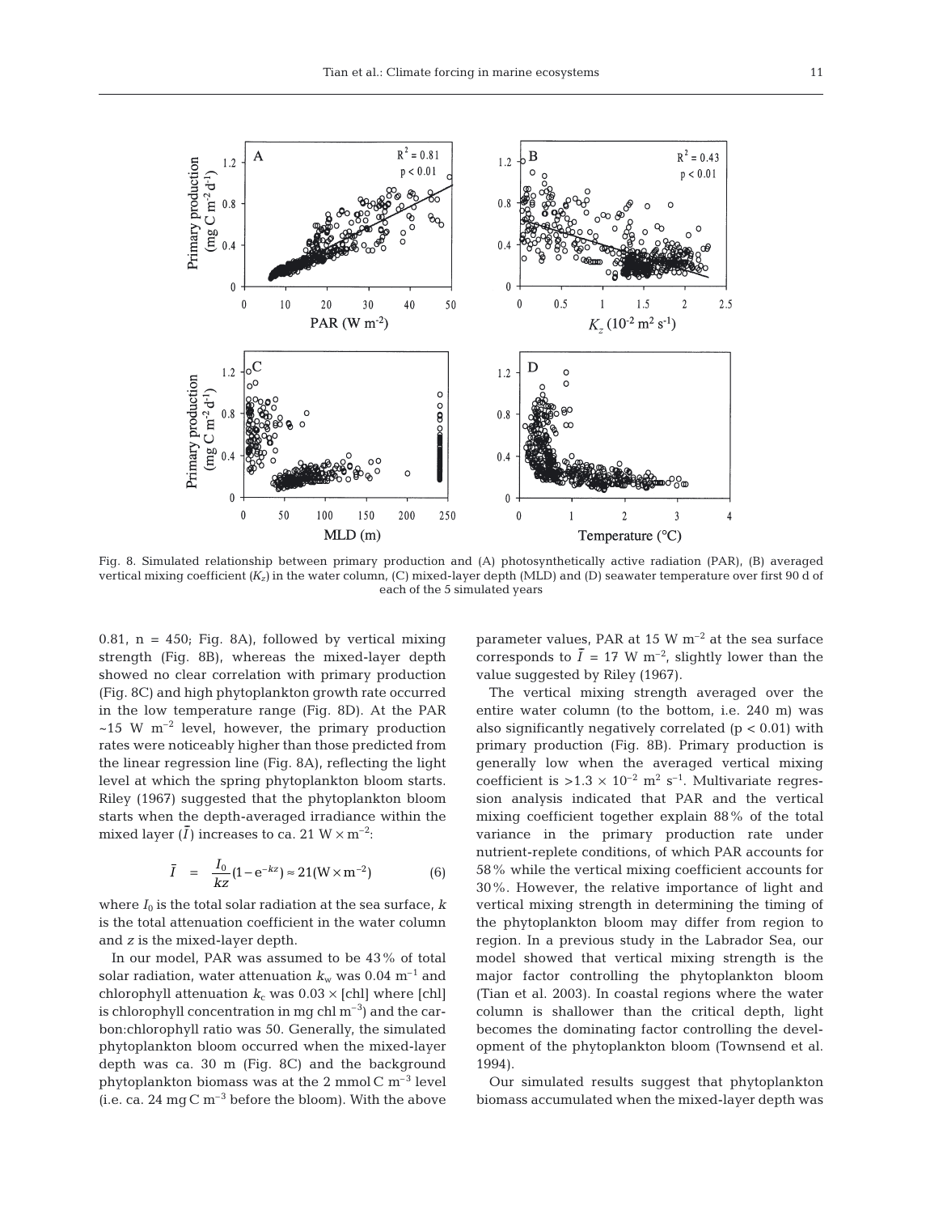Fig. 8. Simulated relationship between primary production and (A) photosynthetically active radiation (PAR), (B) averaged vertical mixing coefficient ($K_z$) in the water column, (C) mixed-layer depth (MLD) and (D) seawater temperature over first 90 d of each of the 5 simulated years

0.81, n = 450; Fig. 8A), followed by vertical mixing strength (Fig. 8B), whereas the mixed-layer depth showed no clear correlation with primary production (Fig. 8C) and high phytoplankton growth rate occurred in the low temperature range (Fig. 8D). At the PAR ~15 W $m^{-2}$ level, however, the primary production rates were noticeably higher than those predicted from the linear regression line (Fig. 8A), reflecting the light level at which the spring phytoplankton bloom starts. Riley (1967) suggested that the phytoplankton bloom starts when the depth-averaged irradiance within the mixed layer ($\bar{I}$) increases to ca. 21 W × $m^{-2}$:

$$\bar{I} \;=\; \frac{I_0}{kz}(1-e^{-kz}) \approx 21(\mathrm{W}\times\mathrm{m}^{-2}) \qquad (6)$$

where $I_0$ is the total solar radiation at the sea surface, $k$ is the total attenuation coefficient in the water column and $z$ is the mixed-layer depth.

In our model, PAR was assumed to be 43% of total solar radiation, water attenuation $k_w$ was 0.04 $m^{-1}$ and chlorophyll attenuation $k_c$ was 0.03 × [chl] where [chl] is chlorophyll concentration in mg chl $m^{-3}$) and the carbon:chlorophyll ratio was 50. Generally, the simulated phytoplankton bloom occurred when the mixed-layer depth was ca. 30 m (Fig. 8C) and the background phytoplankton biomass was at the 2 mmol C $m^{-3}$ level (i.e. ca. 24 mg C $m^{-3}$ before the bloom). With the above parameter values, PAR at 15 W $m^{-2}$ at the sea surface corresponds to $\bar{I}$ = 17 W $m^{-2}$, slightly lower than the value suggested by Riley (1967).

The vertical mixing strength averaged over the entire water column (to the bottom, i.e. 240 m) was also significantly negatively correlated ($p < 0.01$) with primary production (Fig. 8B). Primary production is generally low when the averaged vertical mixing coefficient is $>1.3 \times 10^{-2}$ $m^2$ $s^{-1}$. Multivariate regression analysis indicated that PAR and the vertical mixing coefficient together explain 88% of the total variance in the primary production rate under nutrient-replete conditions, of which PAR accounts for 58% while the vertical mixing coefficient accounts for 30%. However, the relative importance of light and vertical mixing strength in determining the timing of the phytoplankton bloom may differ from region to region. In a previous study in the Labrador Sea, our model showed that vertical mixing strength is the major factor controlling the phytoplankton bloom (Tian et al. 2003). In coastal regions where the water column is shallower than the critical depth, light becomes the dominating factor controlling the development of the phytoplankton bloom (Townsend et al. 1994).

Our simulated results suggest that phytoplankton biomass accumulated when the mixed-layer depth was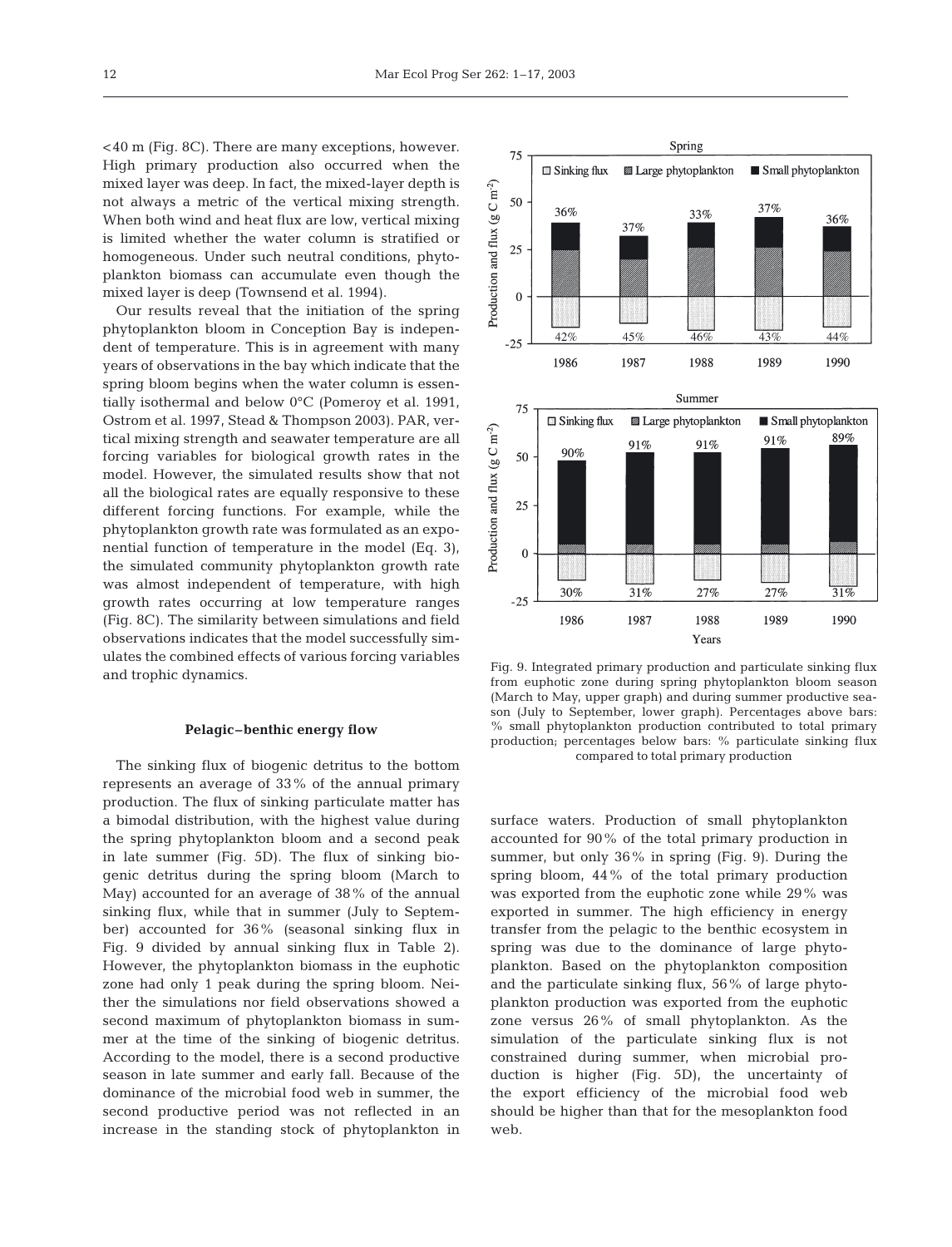<40 m (Fig. 8C). There are many exceptions, however. High primary production also occurred when the mixed layer was deep. In fact, the mixed-layer depth is not always a metric of the vertical mixing strength. When both wind and heat flux are low, vertical mixing is limited whether the water column is stratified or homogeneous. Under such neutral conditions, phytoplankton biomass can accumulate even though the mixed layer is deep (Townsend et al. 1994).

Our results reveal that the initiation of the spring phytoplankton bloom in Conception Bay is independent of temperature. This is in agreement with many years of observations in the bay which indicate that the spring bloom begins when the water column is essentially isothermal and below 0°C (Pomeroy et al. 1991, Ostrom et al. 1997, Stead & Thompson 2003). PAR, vertical mixing strength and seawater temperature are all forcing variables for biological growth rates in the model. However, the simulated results show that not all the biological rates are equally responsive to these different forcing functions. For example, while the phytoplankton growth rate was formulated as an exponential function of temperature in the model (Eq. 3), the simulated community phytoplankton growth rate was almost independent of temperature, with high growth rates occurring at low temperature ranges (Fig. 8C). The similarity between simulations and field observations indicates that the model successfully simulates the combined effects of various forcing variables and trophic dynamics.

### Pelagic–benthic energy flow

The sinking flux of biogenic detritus to the bottom represents an average of 33% of the annual primary production. The flux of sinking particulate matter has a bimodal distribution, with the highest value during the spring phytoplankton bloom and a second peak in late summer (Fig. 5D). The flux of sinking biogenic detritus during the spring bloom (March to May) accounted for an average of 38% of the annual sinking flux, while that in summer (July to September) accounted for 36% (seasonal sinking flux in Fig. 9 divided by annual sinking flux in Table 2). However, the phytoplankton biomass in the euphotic zone had only 1 peak during the spring bloom. Neither the simulations nor field observations showed a second maximum of phytoplankton biomass in summer at the time of the sinking of biogenic detritus. According to the model, there is a second productive season in late summer and early fall. Because of the dominance of the microbial food web in summer, the second productive period was not reflected in an increase in the standing stock of phytoplankton in surface waters. Production of small phytoplankton accounted for 90% of the total primary production in summer, but only 36% in spring (Fig. 9). During the spring bloom, 44% of the total primary production was exported from the euphotic zone while 29% was exported in summer. The high efficiency in energy transfer from the pelagic to the benthic ecosystem in spring was due to the dominance of large phytoplankton. Based on the phytoplankton composition and the particulate sinking flux, 56% of large phytoplankton production was exported from the euphotic zone versus 26% of small phytoplankton. As the simulation of the particulate sinking flux is not constrained during summer, when microbial production is higher (Fig. 5D), the uncertainty of the export efficiency of the microbial food web should be higher than that for the mesoplankton food web.

Fig. 9. Integrated primary production and particulate sinking flux from euphotic zone during spring phytoplankton bloom season (March to May, upper graph) and during summer productive season (July to September, lower graph). Percentages above bars: % small phytoplankton production contributed to total primary production; percentages below bars: % particulate sinking flux compared to total primary production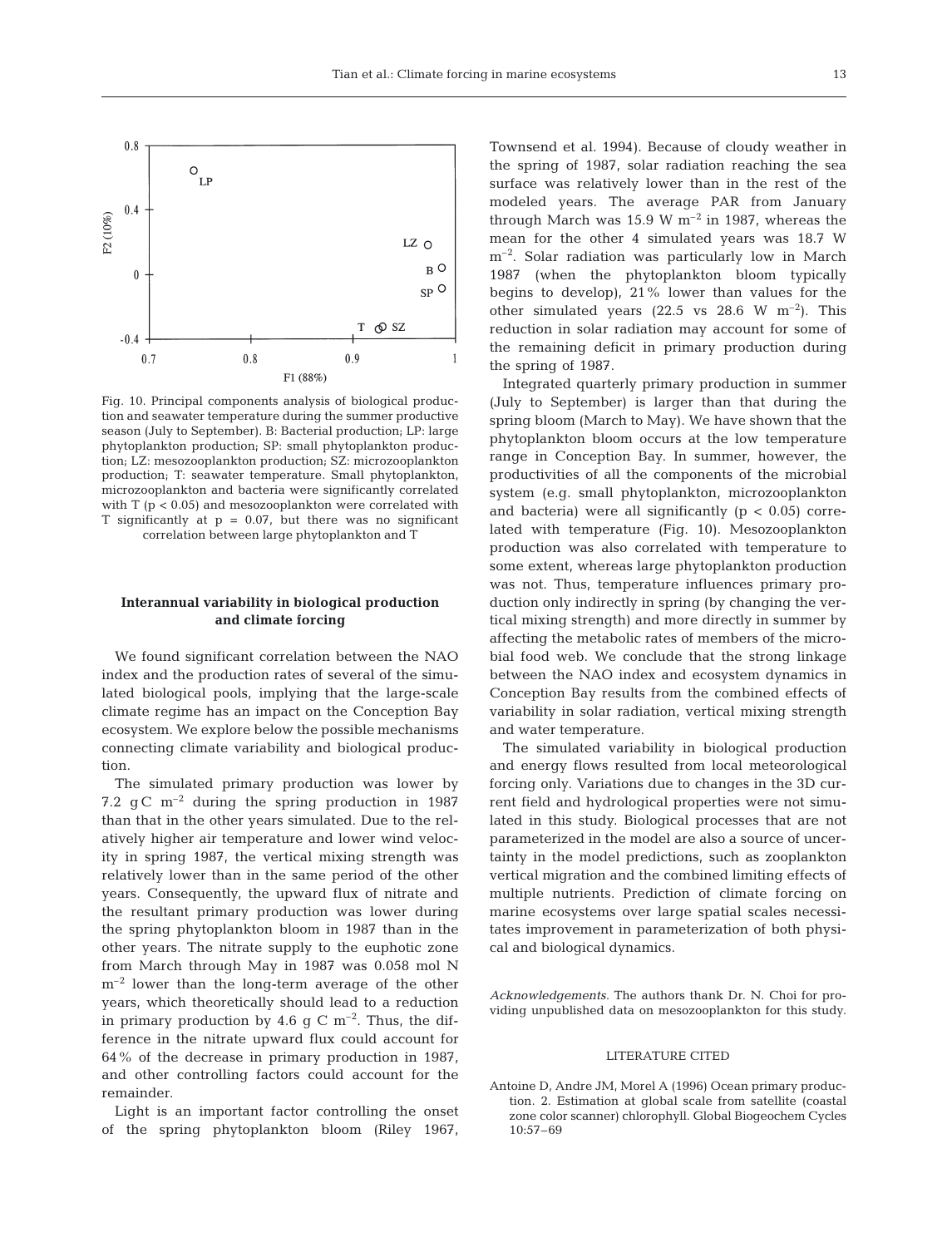Fig. 10. Principal components analysis of biological production and seawater temperature during the summer productive season (July to September). B: Bacterial production; LP: large phytoplankton production; SP: small phytoplankton production; LZ: mesozooplankton production; SZ: microzooplankton production; T: seawater temperature. Small phytoplankton, microzooplankton and bacteria were significantly correlated with T ($p < 0.05$) and mesozooplankton were correlated with T significantly at $p = 0.07$, but there was no significant correlation between large phytoplankton and T

## Interannual variability in biological production and climate forcing

We found significant correlation between the NAO index and the production rates of several of the simulated biological pools, implying that the large-scale climate regime has an impact on the Conception Bay ecosystem. We explore below the possible mechanisms connecting climate variability and biological production.

The simulated primary production was lower by 7.2 g C $m^{-2}$ during the spring production in 1987 than that in the other years simulated. Due to the relatively higher air temperature and lower wind velocity in spring 1987, the vertical mixing strength was relatively lower than in the same period of the other years. Consequently, the upward flux of nitrate and the resultant primary production was lower during the spring phytoplankton bloom in 1987 than in the other years. The nitrate supply to the euphotic zone from March through May in 1987 was 0.058 mol N $m^{-2}$ lower than the long-term average of the other years, which theoretically should lead to a reduction in primary production by 4.6 g C $m^{-2}$. Thus, the difference in the nitrate upward flux could account for 64% of the decrease in primary production in 1987, and other controlling factors could account for the remainder.

Light is an important factor controlling the onset of the spring phytoplankton bloom (Riley 1967, Townsend et al. 1994). Because of cloudy weather in the spring of 1987, solar radiation reaching the sea surface was relatively lower than in the rest of the modeled years. The average PAR from January through March was 15.9 W $m^{-2}$ in 1987, whereas the mean for the other 4 simulated years was 18.7 W $m^{-2}$. Solar radiation was particularly low in March 1987 (when the phytoplankton bloom typically begins to develop), 21% lower than values for the other simulated years (22.5 vs 28.6 W $m^{-2}$). This reduction in solar radiation may account for some of the remaining deficit in primary production during the spring of 1987.

Integrated quarterly primary production in summer (July to September) is larger than that during the spring bloom (March to May). We have shown that the phytoplankton bloom occurs at the low temperature range in Conception Bay. In summer, however, the productivities of all the components of the microbial system (e.g. small phytoplankton, microzooplankton and bacteria) were all significantly ($p < 0.05$) correlated with temperature (Fig. 10). Mesozooplankton production was also correlated with temperature to some extent, whereas large phytoplankton production was not. Thus, temperature influences primary production only indirectly in spring (by changing the vertical mixing strength) and more directly in summer by affecting the metabolic rates of members of the microbial food web. We conclude that the strong linkage between the NAO index and ecosystem dynamics in Conception Bay results from the combined effects of variability in solar radiation, vertical mixing strength and water temperature.

The simulated variability in biological production and energy flows resulted from local meteorological forcing only. Variations due to changes in the 3D current field and hydrological properties were not simulated in this study. Biological processes that are not parameterized in the model are also a source of uncertainty in the model predictions, such as zooplankton vertical migration and the combined limiting effects of multiple nutrients. Prediction of climate forcing on marine ecosystems over large spatial scales necessitates improvement in parameterization of both physical and biological dynamics.

*Acknowledgements.* The authors thank Dr. N. Choi for providing unpublished data on mesozooplankton for this study.

## LITERATURE CITED

Antoine D, Andre JM, Morel A (1996) Ocean primary production. 2. Estimation at global scale from satellite (coastal zone color scanner) chlorophyll. Global Biogeochem Cycles 10:57–69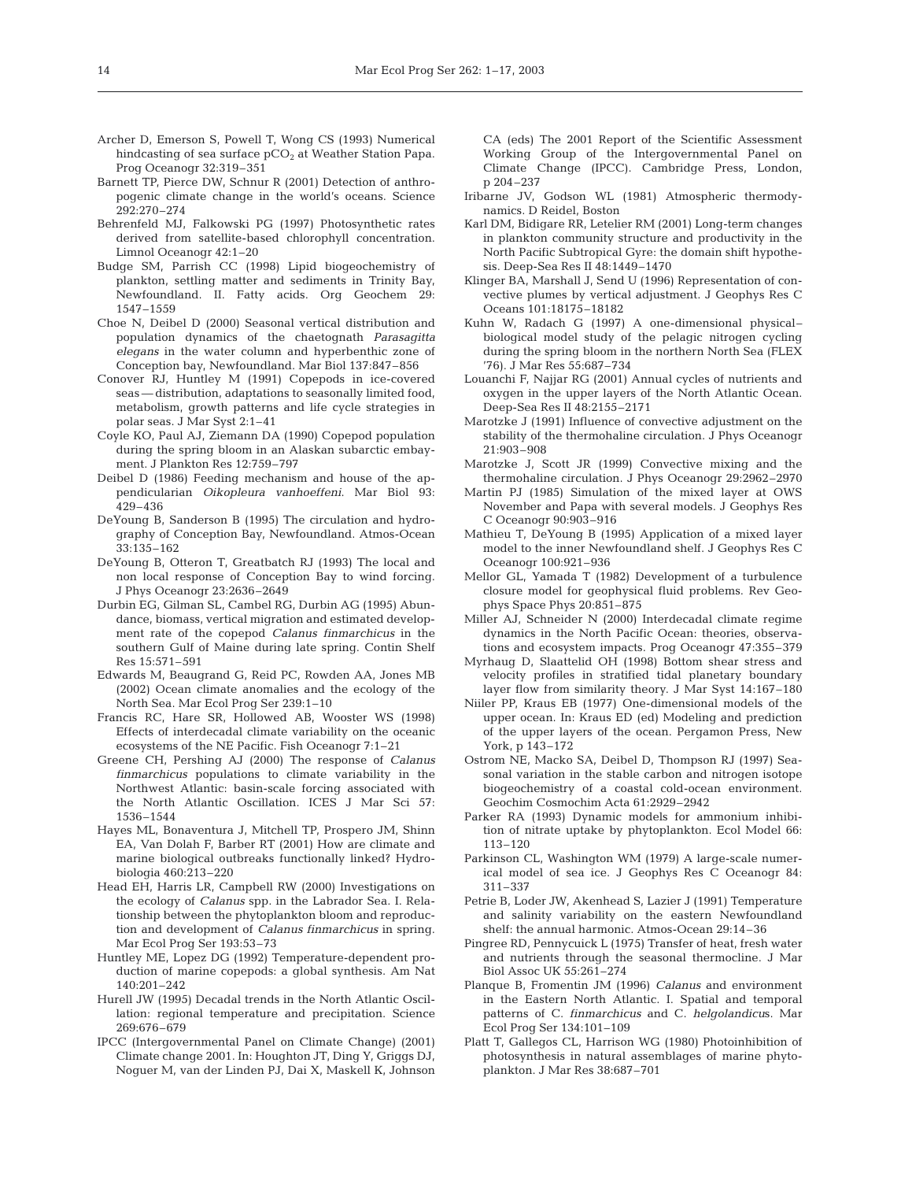Archer D, Emerson S, Powell T, Wong CS (1993) Numerical hindcasting of sea surface $pCO_2$ at Weather Station Papa. Prog Oceanogr 32:319–351

Barnett TP, Pierce DW, Schnur R (2001) Detection of anthropogenic climate change in the world's oceans. Science 292:270–274

Behrenfeld MJ, Falkowski PG (1997) Photosynthetic rates derived from satellite-based chlorophyll concentration. Limnol Oceanogr 42:1–20

Budge SM, Parrish CC (1998) Lipid biogeochemistry of plankton, settling matter and sediments in Trinity Bay, Newfoundland. II. Fatty acids. Org Geochem 29: 1547–1559

Choe N, Deibel D (2000) Seasonal vertical distribution and population dynamics of the chaetognath *Parasagitta elegans* in the water column and hyperbenthic zone of Conception bay, Newfoundland. Mar Biol 137:847–856

Conover RJ, Huntley M (1991) Copepods in ice-covered seas — distribution, adaptations to seasonally limited food, metabolism, growth patterns and life cycle strategies in polar seas. J Mar Syst 2:1–41

Coyle KO, Paul AJ, Ziemann DA (1990) Copepod population during the spring bloom in an Alaskan subarctic embayment. J Plankton Res 12:759–797

Deibel D (1986) Feeding mechanism and house of the appendicularian *Oikopleura vanhoeffeni*. Mar Biol 93: 429–436

DeYoung B, Sanderson B (1995) The circulation and hydrography of Conception Bay, Newfoundland. Atmos-Ocean 33:135–162

DeYoung B, Otteron T, Greatbatch RJ (1993) The local and non local response of Conception Bay to wind forcing. J Phys Oceanogr 23:2636–2649

Durbin EG, Gilman SL, Cambel RG, Durbin AG (1995) Abundance, biomass, vertical migration and estimated development rate of the copepod *Calanus finmarchicus* in the southern Gulf of Maine during late spring. Contin Shelf Res 15:571–591

Edwards M, Beaugrand G, Reid PC, Rowden AA, Jones MB (2002) Ocean climate anomalies and the ecology of the North Sea. Mar Ecol Prog Ser 239:1–10

Francis RC, Hare SR, Hollowed AB, Wooster WS (1998) Effects of interdecadal climate variability on the oceanic ecosystems of the NE Pacific. Fish Oceanogr 7:1–21

Greene CH, Pershing AJ (2000) The response of *Calanus finmarchicus* populations to climate variability in the Northwest Atlantic: basin-scale forcing associated with the North Atlantic Oscillation. ICES J Mar Sci 57: 1536–1544

Hayes ML, Bonaventura J, Mitchell TP, Prospero JM, Shinn EA, Van Dolah F, Barber RT (2001) How are climate and marine biological outbreaks functionally linked? Hydrobiologia 460:213–220

Head EH, Harris LR, Campbell RW (2000) Investigations on the ecology of *Calanus* spp. in the Labrador Sea. I. Relationship between the phytoplankton bloom and reproduction and development of *Calanus finmarchicus* in spring. Mar Ecol Prog Ser 193:53–73

Huntley ME, Lopez DG (1992) Temperature-dependent production of marine copepods: a global synthesis. Am Nat 140:201–242

Hurell JW (1995) Decadal trends in the North Atlantic Oscillation: regional temperature and precipitation. Science 269:676–679

IPCC (Intergovernmental Panel on Climate Change) (2001) Climate change 2001. In: Houghton JT, Ding Y, Griggs DJ, Noguer M, van der Linden PJ, Dai X, Maskell K, Johnson CA (eds) The 2001 Report of the Scientific Assessment Working Group of the Intergovernmental Panel on Climate Change (IPCC). Cambridge Press, London, p 204–237

Iribarne JV, Godson WL (1981) Atmospheric thermodynamics. D Reidel, Boston

Karl DM, Bidigare RR, Letelier RM (2001) Long-term changes in plankton community structure and productivity in the North Pacific Subtropical Gyre: the domain shift hypothesis. Deep-Sea Res II 48:1449–1470

Klinger BA, Marshall J, Send U (1996) Representation of convective plumes by vertical adjustment. J Geophys Res C Oceans 101:18175–18182

Kuhn W, Radach G (1997) A one-dimensional physical–biological model study of the pelagic nitrogen cycling during the spring bloom in the northern North Sea (FLEX '76). J Mar Res 55:687–734

Louanchi F, Najjar RG (2001) Annual cycles of nutrients and oxygen in the upper layers of the North Atlantic Ocean. Deep-Sea Res II 48:2155–2171

Marotzke J (1991) Influence of convective adjustment on the stability of the thermohaline circulation. J Phys Oceanogr 21:903–908

Marotzke J, Scott JR (1999) Convective mixing and the thermohaline circulation. J Phys Oceanogr 29:2962–2970

Martin PJ (1985) Simulation of the mixed layer at OWS November and Papa with several models. J Geophys Res C Oceanogr 90:903–916

Mathieu T, DeYoung B (1995) Application of a mixed layer model to the inner Newfoundland shelf. J Geophys Res C Oceanogr 100:921–936

Mellor GL, Yamada T (1982) Development of a turbulence closure model for geophysical fluid problems. Rev Geophys Space Phys 20:851–875

Miller AJ, Schneider N (2000) Interdecadal climate regime dynamics in the North Pacific Ocean: theories, observations and ecosystem impacts. Prog Oceanogr 47:355–379

Myrhaug D, Slaattelid OH (1998) Bottom shear stress and velocity profiles in stratified tidal planetary boundary layer flow from similarity theory. J Mar Syst 14:167–180

Niiler PP, Kraus EB (1977) One-dimensional models of the upper ocean. In: Kraus ED (ed) Modeling and prediction of the upper layers of the ocean. Pergamon Press, New York, p 143–172

Ostrom NE, Macko SA, Deibel D, Thompson RJ (1997) Seasonal variation in the stable carbon and nitrogen isotope biogeochemistry of a coastal cold-ocean environment. Geochim Cosmochim Acta 61:2929–2942

Parker RA (1993) Dynamic models for ammonium inhibition of nitrate uptake by phytoplankton. Ecol Model 66: 113–120

Parkinson CL, Washington WM (1979) A large-scale numerical model of sea ice. J Geophys Res C Oceanogr 84: 311–337

Petrie B, Loder JW, Akenhead S, Lazier J (1991) Temperature and salinity variability on the eastern Newfoundland shelf: the annual harmonic. Atmos-Ocean 29:14–36

Pingree RD, Pennycuick L (1975) Transfer of heat, fresh water and nutrients through the seasonal thermocline. J Mar Biol Assoc UK 55:261–274

Planque B, Fromentin JM (1996) *Calanus* and environment in the Eastern North Atlantic. I. Spatial and temporal patterns of *C. finmarchicus* and *C. helgolandicus*. Mar Ecol Prog Ser 134:101–109

Platt T, Gallegos CL, Harrison WG (1980) Photoinhibition of photosynthesis in natural assemblages of marine phytoplankton. J Mar Res 38:687–701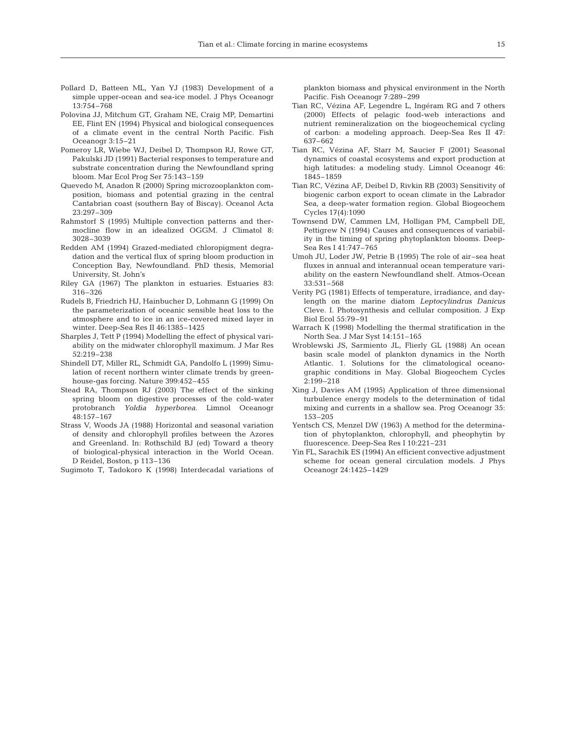Pollard D, Batteen ML, Yan YJ (1983) Development of a simple upper-ocean and sea-ice model. J Phys Oceanogr 13:754–768

Polovina JJ, Mitchum GT, Graham NE, Craig MP, Demartini EE, Flint EN (1994) Physical and biological consequences of a climate event in the central North Pacific. Fish Oceanogr 3:15–21

Pomeroy LR, Wiebe WJ, Deibel D, Thompson RJ, Rowe GT, Pakulski JD (1991) Bacterial responses to temperature and substrate concentration during the Newfoundland spring bloom. Mar Ecol Prog Ser 75:143–159

Quevedo M, Anadon R (2000) Spring microzooplankton composition, biomass and potential grazing in the central Cantabrian coast (southern Bay of Biscay). Oceanol Acta 23:297–309

Rahmstorf S (1995) Multiple convection patterns and thermocline flow in an idealized OGGM. J Climatol 8: 3028–3039

Redden AM (1994) Grazed-mediated chloropigment degradation and the vertical flux of spring bloom production in Conception Bay, Newfoundland. PhD thesis, Memorial University, St. John's

Riley GA (1967) The plankton in estuaries. Estuaries 83: 316–326

Rudels B, Friedrich HJ, Hainbucher D, Lohmann G (1999) On the parameterization of oceanic sensible heat loss to the atmosphere and to ice in an ice-covered mixed layer in winter. Deep-Sea Res II 46:1385–1425

Sharples J, Tett P (1994) Modelling the effect of physical variability on the midwater chlorophyll maximum. J Mar Res 52:219–238

Shindell DT, Miller RL, Schmidt GA, Pandolfo L (1999) Simulation of recent northern winter climate trends by greenhouse-gas forcing. Nature 399:452–455

Stead RA, Thompson RJ (2003) The effect of the sinking spring bloom on digestive processes of the cold-water protobranch *Yoldia hyperborea*. Limnol Oceanogr 48:157–167

Strass V, Woods JA (1988) Horizontal and seasonal variation of density and chlorophyll profiles between the Azores and Greenland. In: Rothschild BJ (ed) Toward a theory of biological-physical interaction in the World Ocean. D Reidel, Boston, p 113–136

Sugimoto T, Tadokoro K (1998) Interdecadal variations of plankton biomass and physical environment in the North Pacific. Fish Oceanogr 7:289–299

Tian RC, Vézina AF, Legendre L, Ingéram RG and 7 others (2000) Effects of pelagic food-web interactions and nutrient remineralization on the biogeochemical cycling of carbon: a modeling approach. Deep-Sea Res II 47: 637–662

Tian RC, Vézina AF, Starr M, Saucier F (2001) Seasonal dynamics of coastal ecosystems and export production at high latitudes: a modeling study. Limnol Oceanogr 46: 1845–1859

Tian RC, Vézina AF, Deibel D, Rivkin RB (2003) Sensitivity of biogenic carbon export to ocean climate in the Labrador Sea, a deep-water formation region. Global Biogeochem Cycles 17(4):1090

Townsend DW, Cammen LM, Holligan PM, Campbell DE, Pettigrew N (1994) Causes and consequences of variability in the timing of spring phytoplankton blooms. Deep-Sea Res I 41:747–765

Umoh JU, Loder JW, Petrie B (1995) The role of air–sea heat fluxes in annual and interannual ocean temperature variability on the eastern Newfoundland shelf. Atmos-Ocean 33:531–568

Verity PG (1981) Effects of temperature, irradiance, and daylength on the marine diatom *Leptocylindrus Danicus* Cleve. I. Photosynthesis and cellular composition. J Exp Biol Ecol 55:79–91

Warrach K (1998) Modelling the thermal stratification in the North Sea. J Mar Syst 14:151–165

Wroblewski JS, Sarmiento JL, Flierly GL (1988) An ocean basin scale model of plankton dynamics in the North Atlantic. 1. Solutions for the climatological oceanographic conditions in May. Global Biogeochem Cycles 2:199–218

Xing J, Davies AM (1995) Application of three dimensional turbulence energy models to the determination of tidal mixing and currents in a shallow sea. Prog Oceanogr 35: 153–205

Yentsch CS, Menzel DW (1963) A method for the determination of phytoplankton, chlorophyll, and pheophytin by fluorescence. Deep-Sea Res I 10:221–231

Yin FL, Sarachik ES (1994) An efficient convective adjustment scheme for ocean general circulation models. J Phys Oceanogr 24:1425–1429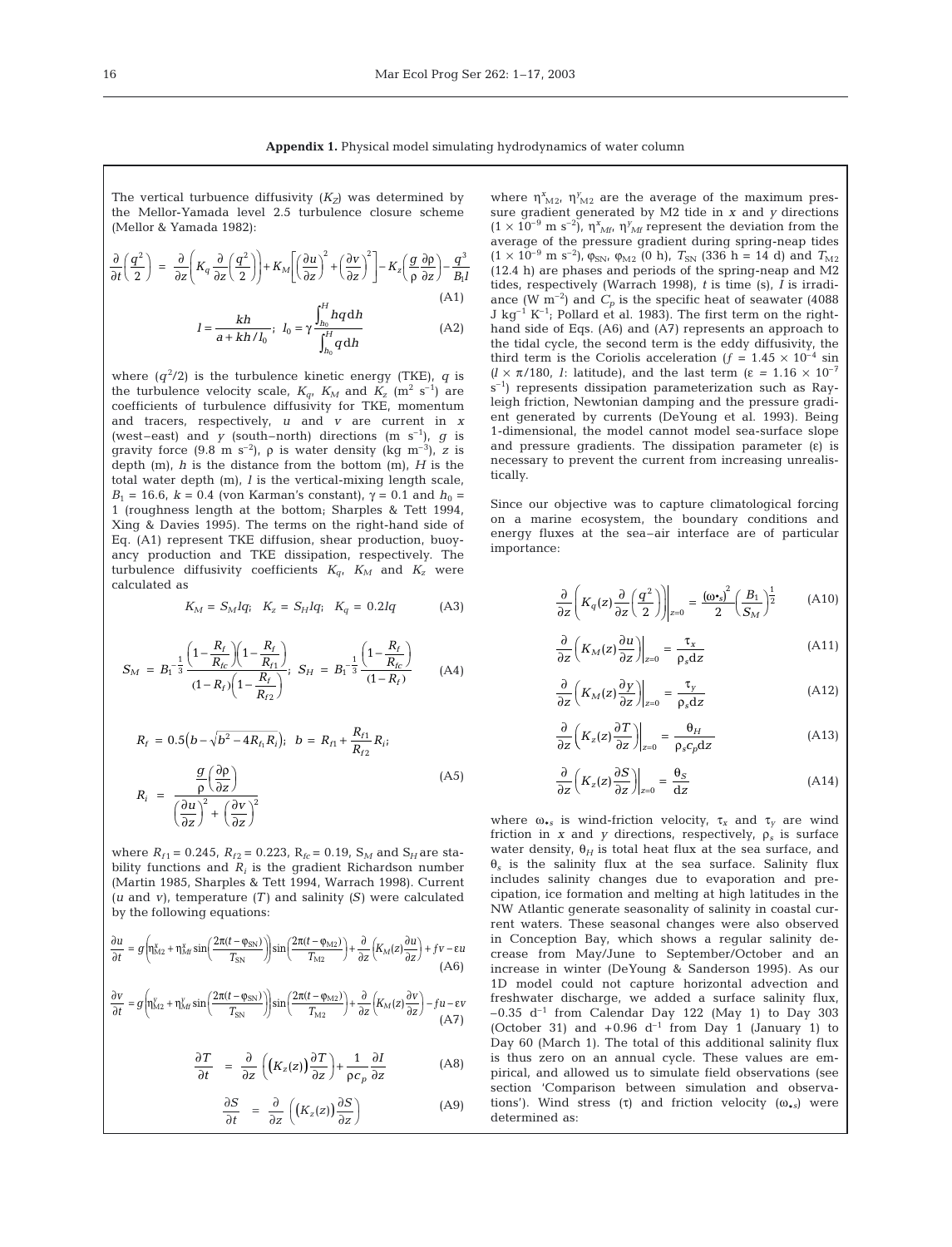**Appendix 1.** Physical model simulating hydrodynamics of water column

The vertical turbuence diffusivity ($K_Z$) was determined by the Mellor-Yamada level 2.5 turbulence closure scheme (Mellor & Yamada 1982):

$$\frac{\partial}{\partial t}\left(\frac{q^2}{2}\right) = \frac{\partial}{\partial z}\left(K_q \frac{\partial}{\partial z}\left(\frac{q^2}{2}\right)\right) + K_M\left[\left(\frac{\partial u}{\partial z}\right)^2 + \left(\frac{\partial v}{\partial z}\right)^2\right] - K_z\left(\frac{g}{\rho}\frac{\partial \rho}{\partial z}\right) - \frac{q^3}{B_1 l} \tag{A1}$$

$$l = \frac{kh}{a + kh/l_0}; \quad l_0 = \gamma \frac{\int_{h_0}^{H} hq\,\mathrm{d}h}{\int_{h_0}^{H} q\,\mathrm{d}h} \tag{A2}$$

where ($q^2/2$) is the turbulence kinetic energy (TKE), $q$ is the turbulence velocity scale, $K_q$, $K_M$ and $K_z$ ($m^2$ $s^{-1}$) are coefficients of turbulence diffusivity for TKE, momentum and tracers, respectively, $u$ and $v$ are current in $x$ (west–east) and $y$ (south–north) directions (m $s^{-1}$), $g$ is gravity force (9.8 m $s^{-2}$), $\rho$ is water density (kg $m^{-3}$), $z$ is depth (m), $h$ is the distance from the bottom (m), $H$ is the total water depth (m), $l$ is the vertical-mixing length scale, $B_1$ = 16.6, $k$ = 0.4 (von Karman's constant), $\gamma$ = 0.1 and $h_0$ = 1 (roughness length at the bottom; Sharples & Tett 1994, Xing & Davies 1995). The terms on the right-hand side of Eq. (A1) represent TKE diffusion, shear production, buoyancy production and TKE dissipation, respectively. The turbulence diffusivity coefficients $K_q$, $K_M$ and $K_z$ were calculated as

$$K_M = S_M lq; \quad K_z = S_H lq; \quad K_q = 0.2lq \tag{A3}$$

$$S_M = B_1^{-\frac{1}{3}} \frac{\left(1 - \frac{R_f}{R_{fc}}\right)\left(1 - \frac{R_f}{R_{f1}}\right)}{(1 - R_f)\left(1 - \frac{R_f}{R_{f2}}\right)}; \quad S_H = B_1^{-\frac{1}{3}} \frac{\left(1 - \frac{R_f}{R_{fc}}\right)}{(1 - R_f)} \tag{A4}$$

$$R_f = 0.5\left(b - \sqrt{b^2 - 4R_{f1}R_i}\right); \quad b = R_{f1} + \frac{R_{f1}}{R_{f2}}R_i;$$
$$R_i = \frac{\frac{g}{\rho}\left(\frac{\partial \rho}{\partial z}\right)}{\left(\frac{\partial u}{\partial z}\right)^2 + \left(\frac{\partial v}{\partial z}\right)^2} \tag{A5}$$

where $R_{f1}$ = 0.245, $R_{f2}$ = 0.223, $R_{fc}$ = 0.19, $S_M$ and $S_H$ are stability functions and $R_i$ is the gradient Richardson number (Martin 1985, Sharples & Tett 1994, Warrach 1998). Current ($u$ and $v$), temperature ($T$) and salinity ($S$) were calculated by the following equations:

$$\frac{\partial u}{\partial t} = g\left(\eta^x_{M2} + \eta^x_{Mf}\sin\left(\frac{2\pi(t - \varphi_{SN})}{T_{SN}}\right)\right)\sin\left(\frac{2\pi(t - \varphi_{M2})}{T_{M2}}\right) + \frac{\partial}{\partial z}\left(K_M(z)\frac{\partial u}{\partial z}\right) + fv - \varepsilon u \tag{A6}$$

$$\frac{\partial v}{\partial t} = g\left(\eta^y_{M2} + \eta^y_{Mf}\sin\left(\frac{2\pi(t - \varphi_{SN})}{T_{SN}}\right)\right)\sin\left(\frac{2\pi(t - \varphi_{M2})}{T_{M2}}\right) + \frac{\partial}{\partial z}\left(K_M(z)\frac{\partial v}{\partial z}\right) - fu - \varepsilon v \tag{A7}$$

$$\frac{\partial T}{\partial t} = \frac{\partial}{\partial z}\left(\left(K_z(z)\right)\frac{\partial T}{\partial z}\right) + \frac{1}{\rho c_p}\frac{\partial I}{\partial z} \tag{A8}$$

$$\frac{\partial S}{\partial t} = \frac{\partial}{\partial z}\left(\left(K_z(z)\right)\frac{\partial S}{\partial z}\right) \tag{A9}$$

where $\eta^x_{M2}$, $\eta^y_{M2}$ are the average of the maximum pressure gradient generated by M2 tide in $x$ and $y$ directions ($1 \times 10^{-9}$ m $s^{-2}$), $\eta^x_{Mf}$, $\eta^y_{Mf}$ represent the deviation from the average of the pressure gradient during spring-neap tides ($1 \times 10^{-9}$ m $s^{-2}$), $\varphi_{SN}$, $\varphi_{M2}$ (0 h), $T_{SN}$ (336 h = 14 d) and $T_{M2}$ (12.4 h) are phases and periods of the spring-neap and M2 tides, respectively (Warrach 1998), $t$ is time (s), $I$ is irradiance (W $m^{-2}$) and $C_p$ is the specific heat of seawater (4088 J $kg^{-1}$ $K^{-1}$; Pollard et al. 1983). The first term on the right-hand side of Eqs. (A6) and (A7) represents an approach to the tidal cycle, the second term is the eddy diffusivity, the third term is the Coriolis acceleration ($f = 1.45 \times 10^{-4}$ sin ($l \times \pi/180$, $l$: latitude), and the last term ($\varepsilon = 1.16 \times 10^{-7}$ $s^{-1}$) represents dissipation parameterization such as Rayleigh friction, Newtonian damping and the pressure gradient generated by currents (DeYoung et al. 1993). Being 1-dimensional, the model cannot model sea-surface slope and pressure gradients. The dissipation parameter ($\varepsilon$) is necessary to prevent the current from increasing unrealistically.

Since our objective was to capture climatological forcing on a marine ecosystem, the boundary conditions and energy fluxes at the sea–air interface are of particular importance:

$$\left.\frac{\partial}{\partial z}\left(K_q(z)\frac{\partial}{\partial z}\left(\frac{q^2}{2}\right)\right)\right|_{z=0} = \frac{(\omega_{*s})^2}{2}\left(\frac{B_1}{S_M}\right)^{\frac{1}{2}} \tag{A10}$$

$$\left.\frac{\partial}{\partial z}\left(K_M(z)\frac{\partial u}{\partial z}\right)\right|_{z=0} = \frac{\tau_x}{\rho_s \mathrm{d}z} \tag{A11}$$

$$\left.\frac{\partial}{\partial z}\left(K_M(z)\frac{\partial v}{\partial z}\right)\right|_{z=0} = \frac{\tau_y}{\rho_s \mathrm{d}z} \tag{A12}$$

$$\left.\frac{\partial}{\partial z}\left(K_z(z)\frac{\partial T}{\partial z}\right)\right|_{z=0} = \frac{\theta_H}{\rho_s c_p \mathrm{d}z} \tag{A13}$$

$$\left.\frac{\partial}{\partial z}\left(K_z(z)\frac{\partial S}{\partial z}\right)\right|_{z=0} = \frac{\theta_S}{\mathrm{d}z} \tag{A14}$$

where $\omega_{*s}$ is wind-friction velocity, $\tau_x$ and $\tau_y$ are wind friction in $x$ and $y$ directions, respectively, $\rho_s$ is surface water density, $\theta_H$ is total heat flux at the sea surface, and $\theta_s$ is the salinity flux at the sea surface. Salinity flux includes salinity changes due to evaporation and precipitation, ice formation and melting at high latitudes in the NW Atlantic generate seasonality of salinity in coastal current waters. These seasonal changes were also observed in Conception Bay, which shows a regular salinity decrease from May/June to September/October and an increase in winter (DeYoung & Sanderson 1995). As our 1D model could not capture horizontal advection and freshwater discharge, we added a surface salinity flux, –0.35 $d^{-1}$ from Calendar Day 122 (May 1) to Day 303 (October 31) and +0.96 $d^{-1}$ from Day 1 (January 1) to Day 60 (March 1). The total of this additional salinity flux is thus zero on an annual cycle. These values are empirical, and allowed us to simulate field observations (see section 'Comparison between simulation and observations'). Wind stress ($\tau$) and friction velocity ($\omega_{*s}$) were determined as: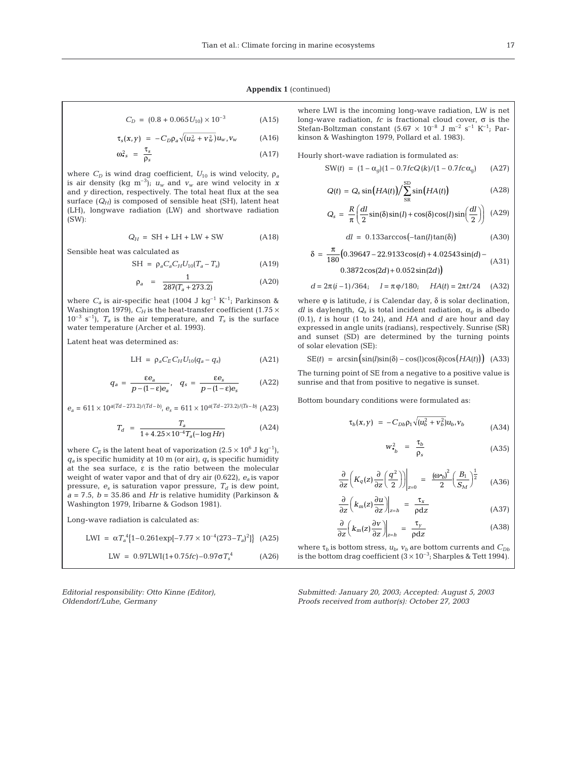**Appendix 1** (continued)

$$C_D = (0.8 + 0.065U_{10}) \times 10^{-3} \quad \text{(A15)}$$

$$\tau_s(x,y) = -C_D\rho_a\sqrt{(u_w^2 + v_w^2)}u_w, v_w \quad \text{(A16)}$$

$$\omega_{*s}^2 = \frac{\tau_s}{\rho_s} \quad \text{(A17)}$$

where $C_D$ is wind drag coefficient, $U_{10}$ is wind velocity, $\rho_a$ is air density (kg m$^{-3}$); $u_w$ and $v_w$ are wind velocity in $x$ and $y$ direction, respectively. The total heat flux at the sea surface ($Q_H$) is composed of sensible heat (SH), latent heat (LH), longwave radiation (LW) and shortwave radiation (SW):

$$Q_H = \text{SH} + \text{LH} + \text{LW} + \text{SW} \quad \text{(A18)}$$

Sensible heat was calculated as

$$\text{SH} = \rho_a C_a C_H U_{10}(T_a - T_s) \quad \text{(A19)}$$

$$\rho_a = \frac{1}{287(T_a + 273.2)} \quad \text{(A20)}$$

where $C_a$ is air-specific heat (1004 J kg$^{-1}$ K$^{-1}$; Parkinson & Washington 1979), $C_H$ is the heat-transfer coefficient ($1.75 \times 10^{-3}$ s$^{-1}$), $T_a$ is the air temperature, and $T_s$ is the surface water temperature (Archer et al. 1993).

Latent heat was determined as:

$$\text{LH} = \rho_a C_E C_H U_{10}(q_a - q_s) \quad \text{(A21)}$$

$$q_a = \frac{\varepsilon e_a}{p-(1-\varepsilon)e_a}, \quad q_s = \frac{\varepsilon e_s}{p-(1-\varepsilon)e_s} \quad \text{(A22)}$$

$$e_a = 611 \times 10^{a(Td-273.2)/(Td-b)}, \; e_s = 611 \times 10^{a(Td-273.2)/(Ts-b)} \quad \text{(A23)}$$

$$T_d = \frac{T_a}{1 + 4.25 \times 10^{-4} T_a(-\log Hr)} \quad \text{(A24)}$$

where $C_E$ is the latent heat of vaporization ($2.5 \times 10^6$ J kg$^{-1}$), $q_a$ is specific humidity at 10 m (or air), $q_s$ is specific humidity at the sea surface, $\varepsilon$ is the ratio between the molecular weight of water vapor and that of dry air (0.622), $e_a$ is vapor pressure, $e_s$ is saturation vapor pressure, $T_d$ is dew point, $a$ = 7.5, $b$ = 35.86 and $Hr$ is relative humidity (Parkinson & Washington 1979, Iribarne & Godson 1981).

Long-wave radiation is calculated as:

$$\text{LWI} = \alpha T_a^{\,4}\{1 - 0.261\exp[-7.77 \times 10^{-4}(273 - T_a)^2]\} \quad \text{(A25)}$$

$$\text{LW} = 0.97\text{LWI}(1 + 0.75fc) - 0.97\sigma T_s^4 \quad \text{(A26)}$$

where LWI is the incoming long-wave radiation, LW is net long-wave radiation, $fc$ is fractional cloud cover, $\sigma$ is the Stefan-Boltzman constant ($5.67 \times 10^{-8}$ J m$^{-2}$ s$^{-1}$ K$^{-1}$; Parkinson & Washington 1979, Pollard et al. 1983).

Hourly short-wave radiation is formulated as:

$$\text{SW}(t) = (1-\alpha_g)(1 - 0.7fcQ(k)/(1 - 0.7fc\alpha_g) \quad \text{(A27)}$$

$$Q(t) = Q_s \sin\big(HA(t)\big)\Big/\sum_{\text{SR}}^{\text{SD}} \sin\big(HA(t)\big) \quad \text{(A28)}$$

$$Q_s = \frac{R}{\pi}\left(\frac{dl}{2}\sin(\delta)\sin(l) + \cos(\delta)\cos(l)\sin\left(\frac{dl}{2}\right)\right) \quad \text{(A29)}$$

$$dl = 0.133\arccos\big(-\tan(l)\tan(\delta)\big) \quad \text{(A30)}$$

$$\delta = \frac{\pi}{180}\big(0.39647 - 22.9133\cos(d) + 4.02543\sin(d) - 0.3872\cos(2d) + 0.052\sin(2d)\big) \quad \text{(A31)}$$

$$d = 2\pi(i-1)/364; \quad l = \pi\varphi/180; \quad HA(t) = 2\pi t/24 \quad \text{(A32)}$$

where $\varphi$ is latitude, $i$ is Calendar day, $\delta$ is solar declination, $dl$ is daylength, $Q_s$ is total incident radiation, $\alpha_g$ is albedo (0.1), $t$ is hour (1 to 24), and $HA$ and $d$ are hour and day expressed in angle units (radians), respectively. Sunrise (SR) and sunset (SD) are determined by the turning points of solar elevation (SE):

$$\text{SE}(t) = \arcsin\big(\sin(l)\sin(\delta) - \cos(l)\cos(\delta)\cos\big(HA(t)\big)\big) \quad \text{(A33)}$$

The turning point of SE from a negative to a positive value is sunrise and that from positive to negative is sunset.

Bottom boundary conditions were formulated as:

$$\tau_b(x,y) = -C_{Db}\rho_1\sqrt{(u_b^2 + v_b^2)}u_b, v_b \quad \text{(A34)}$$

$$w_{*b}^2 = \frac{\tau_b}{\rho_s} \quad \text{(A35)}$$

$$\frac{\partial}{\partial z}\left(K_q(z)\frac{\partial}{\partial z}\left(\frac{q^2}{2}\right)\right)\bigg|_{z=0} = \frac{(\omega_{*b})^2}{2}\left(\frac{B_1}{S_M}\right)^{\frac{1}{2}} \quad \text{(A36)}$$

$$\frac{\partial}{\partial z}\left(k_m(z)\frac{\partial u}{\partial z}\right)\bigg|_{z=h} = \frac{\tau_x}{\rho dz} \quad \text{(A37)}$$

$$\frac{\partial}{\partial z}\left(k_m(z)\frac{\partial v}{\partial z}\right)\bigg|_{z=h} = \frac{\tau_y}{\rho dz} \quad \text{(A38)}$$

where $\tau_b$ is bottom stress, $u_b$, $v_b$ are bottom currents and $C_{Db}$ is the bottom drag coefficient ($3 \times 10^{-3}$; Sharples & Tett 1994).

*Editorial responsibility: Otto Kinne (Editor), Oldendorf/Luhe, Germany*

*Submitted: January 20, 2003; Accepted: August 5, 2003*
*Proofs received from author(s): October 27, 2003*